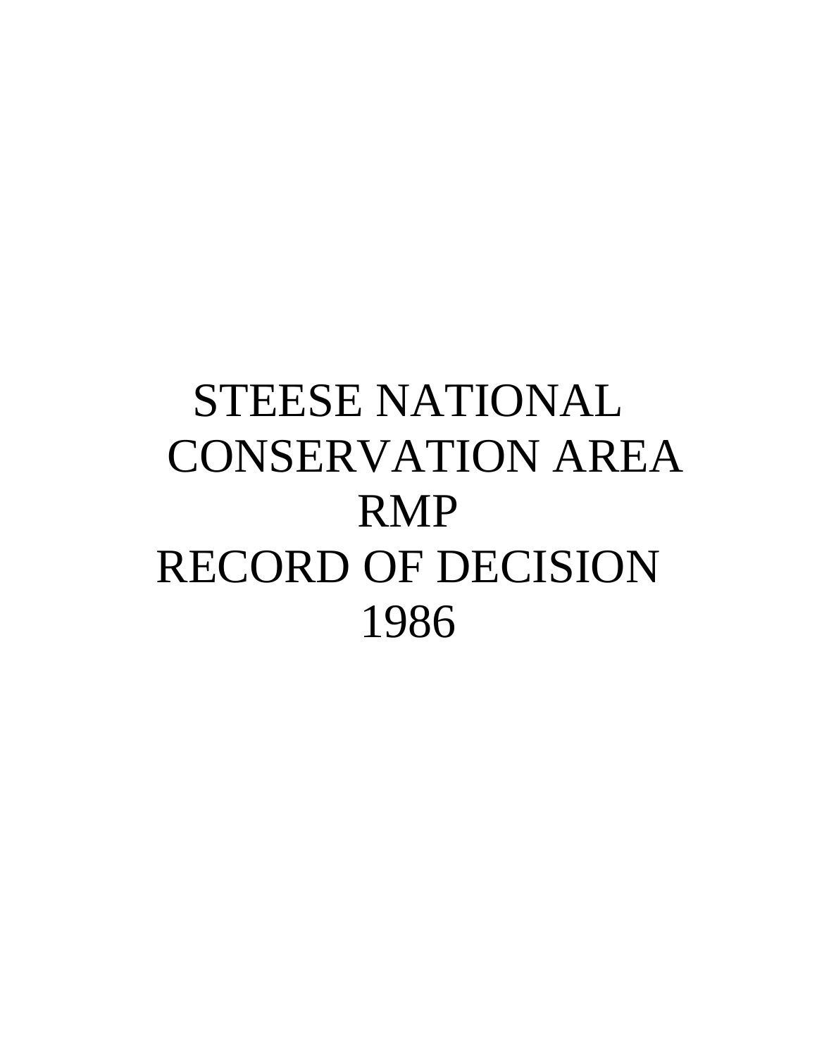# STEESE NATIONAL CONSERVATION AREA RMP RECORD OF DECISION 1986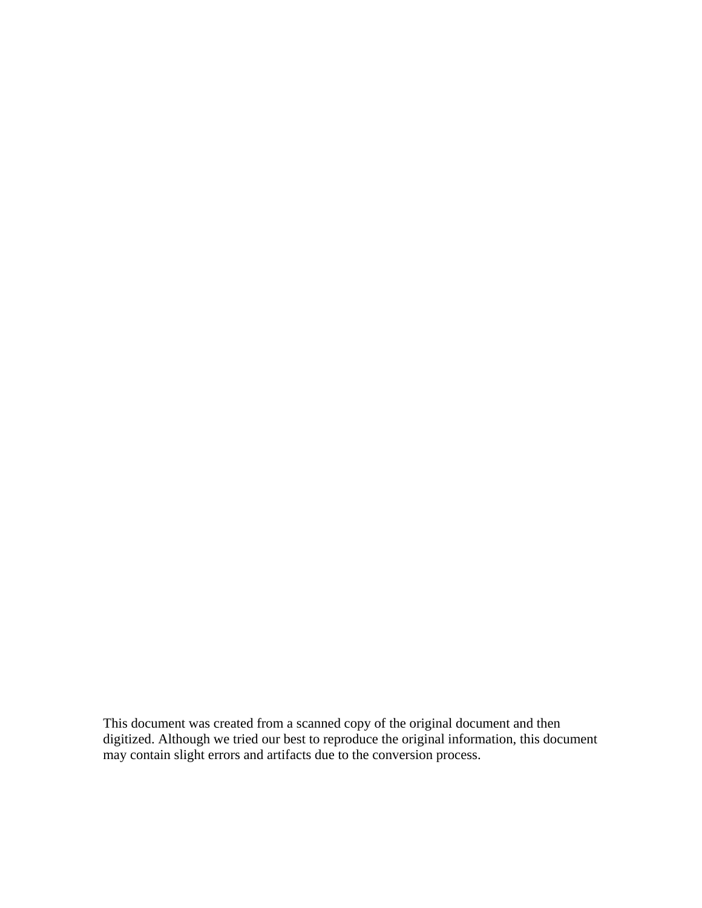This document was created from a scanned copy of the original document and then digitized. Although we tried our best to reproduce the original information, this document may contain slight errors and artifacts due to the conversion process.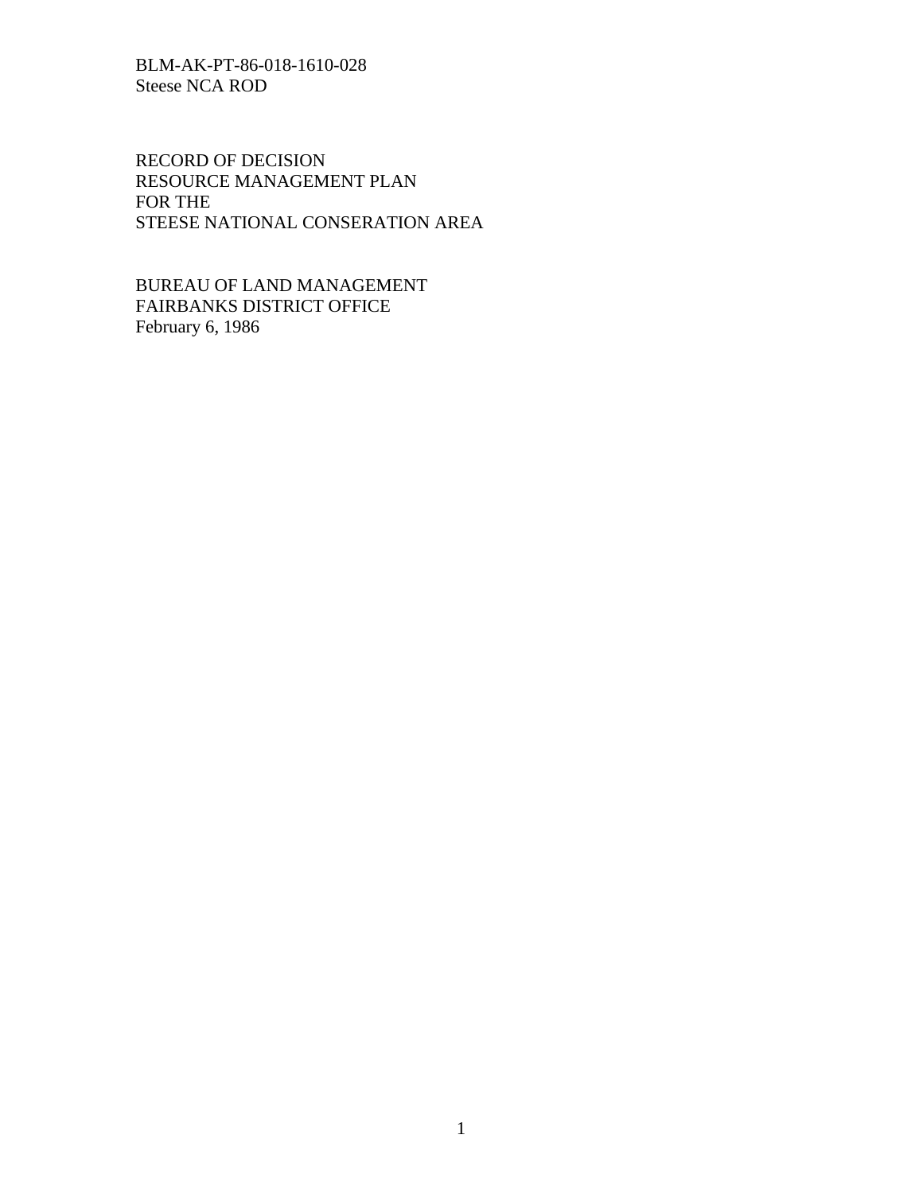BLM-AK-PT-86-018-1610-028
Steese NCA ROD

# RECORD OF DECISION
# RESOURCE MANAGEMENT PLAN
# FOR THE
# STEESE NATIONAL CONSERATION AREA

BUREAU OF LAND MANAGEMENT
FAIRBANKS DISTRICT OFFICE
February 6, 1986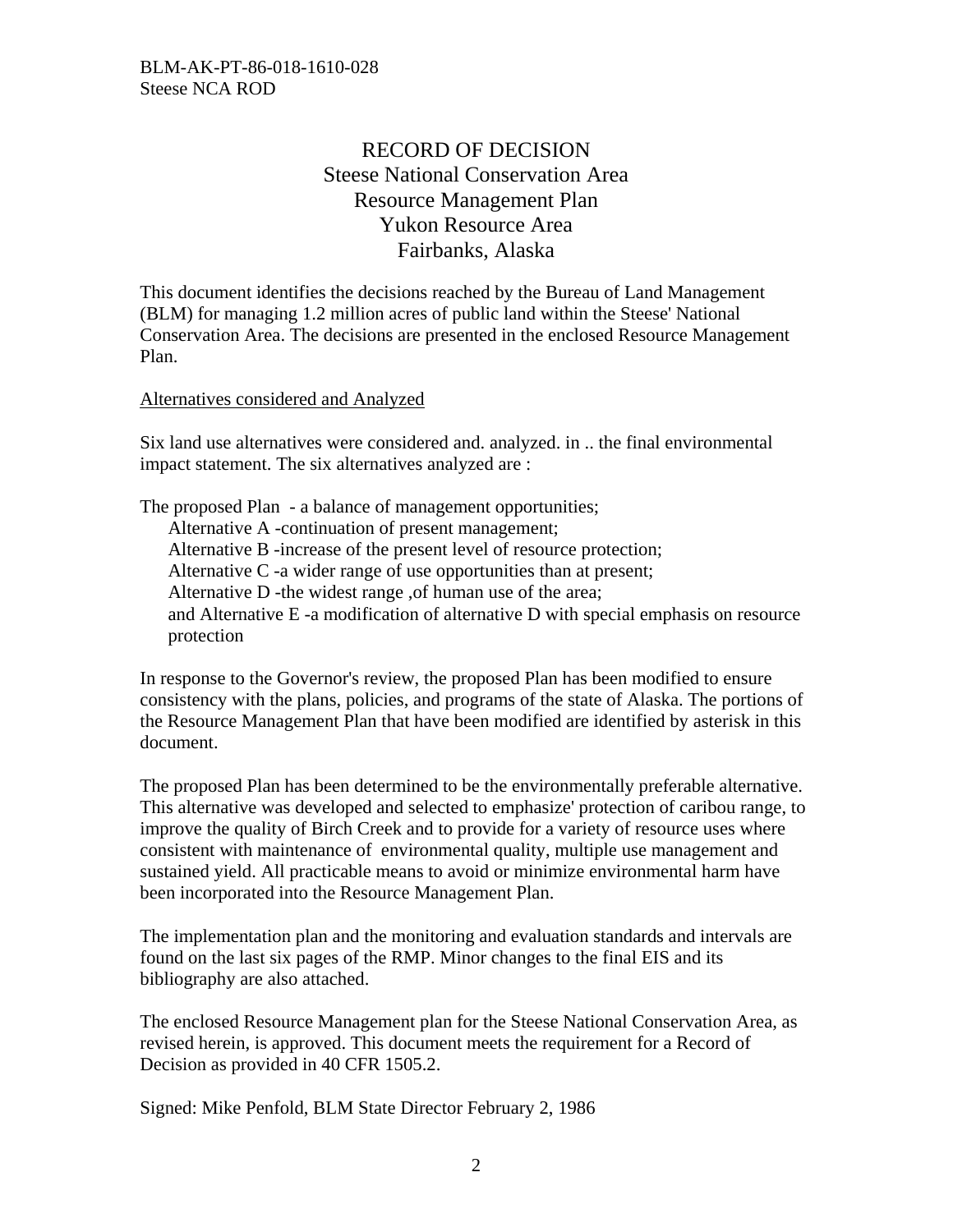BLM-AK-PT-86-018-1610-028
Steese NCA ROD

# RECORD OF DECISION
## Steese National Conservation Area
## Resource Management Plan
## Yukon Resource Area
## Fairbanks, Alaska

This document identifies the decisions reached by the Bureau of Land Management (BLM) for managing 1.2 million acres of public land within the Steese' National Conservation Area. The decisions are presented in the enclosed Resource Management Plan.

<u>Alternatives considered and Analyzed</u>

Six land use alternatives were considered and. analyzed. in .. the final environmental impact statement. The six alternatives analyzed are :

The proposed Plan - a balance of management opportunities;
- Alternative A -continuation of present management;
- Alternative B -increase of the present level of resource protection;
- Alternative C -a wider range of use opportunities than at present;
- Alternative D -the widest range ,of human use of the area;
- and Alternative E -a modification of alternative D with special emphasis on resource protection

In response to the Governor's review, the proposed Plan has been modified to ensure consistency with the plans, policies, and programs of the state of Alaska. The portions of the Resource Management Plan that have been modified are identified by asterisk in this document.

The proposed Plan has been determined to be the environmentally preferable alternative. This alternative was developed and selected to emphasize' protection of caribou range, to improve the quality of Birch Creek and to provide for a variety of resource uses where consistent with maintenance of environmental quality, multiple use management and sustained yield. All practicable means to avoid or minimize environmental harm have been incorporated into the Resource Management Plan.

The implementation plan and the monitoring and evaluation standards and intervals are found on the last six pages of the RMP. Minor changes to the final EIS and its bibliography are also attached.

The enclosed Resource Management plan for the Steese National Conservation Area, as revised herein, is approved. This document meets the requirement for a Record of Decision as provided in 40 CFR 1505.2.

Signed: Mike Penfold, BLM State Director February 2, 1986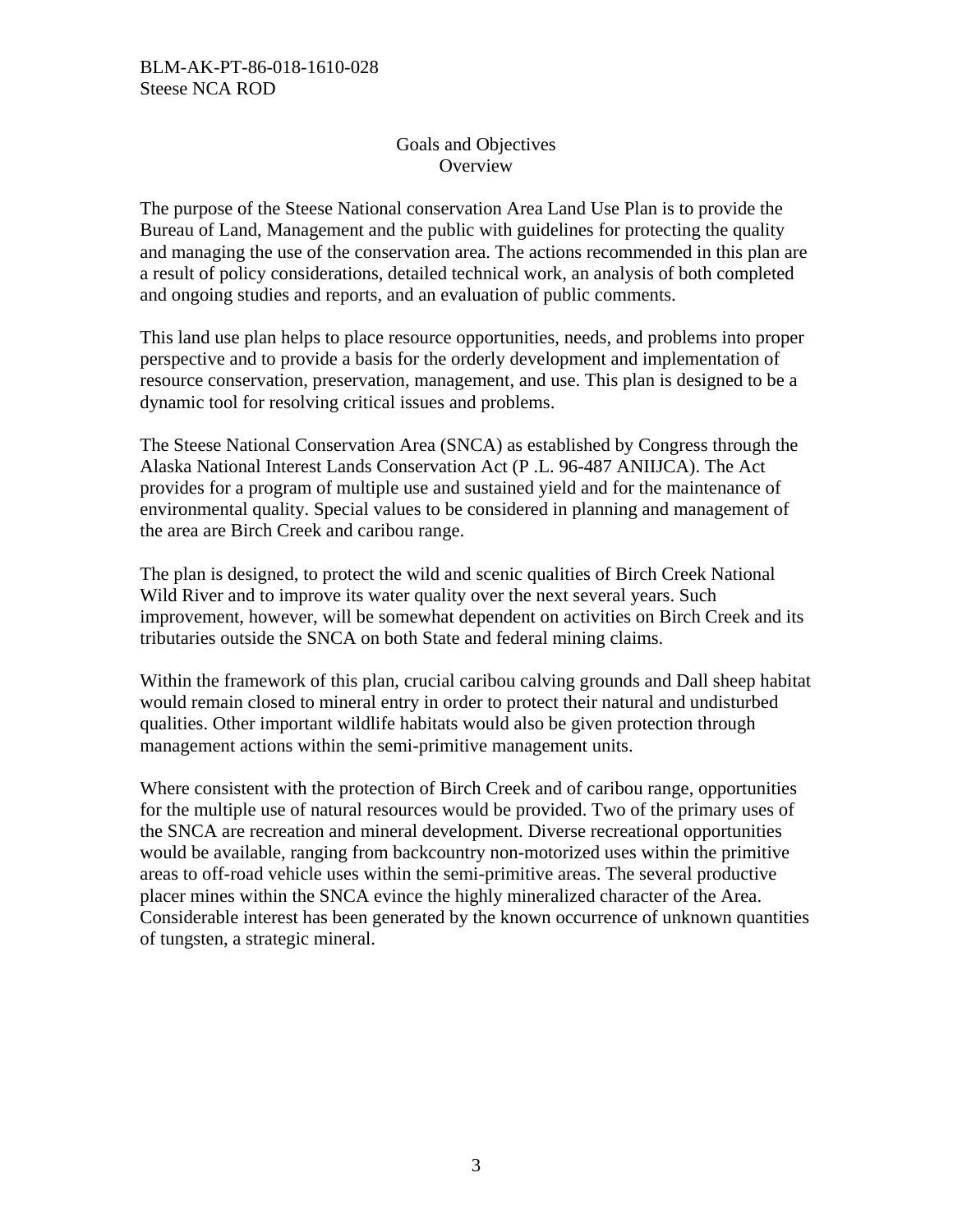## Goals and Objectives

### Overview

The purpose of the Steese National conservation Area Land Use Plan is to provide the Bureau of Land, Management and the public with guidelines for protecting the quality and managing the use of the conservation area. The actions recommended in this plan are a result of policy considerations, detailed technical work, an analysis of both completed and ongoing studies and reports, and an evaluation of public comments.

This land use plan helps to place resource opportunities, needs, and problems into proper perspective and to provide a basis for the orderly development and implementation of resource conservation, preservation, management, and use. This plan is designed to be a dynamic tool for resolving critical issues and problems.

The Steese National Conservation Area (SNCA) as established by Congress through the Alaska National Interest Lands Conservation Act (P .L. 96-487 ANIIJCA). The Act provides for a program of multiple use and sustained yield and for the maintenance of environmental quality. Special values to be considered in planning and management of the area are Birch Creek and caribou range.

The plan is designed, to protect the wild and scenic qualities of Birch Creek National Wild River and to improve its water quality over the next several years. Such improvement, however, will be somewhat dependent on activities on Birch Creek and its tributaries outside the SNCA on both State and federal mining claims.

Within the framework of this plan, crucial caribou calving grounds and Dall sheep habitat would remain closed to mineral entry in order to protect their natural and undisturbed qualities. Other important wildlife habitats would also be given protection through management actions within the semi-primitive management units.

Where consistent with the protection of Birch Creek and of caribou range, opportunities for the multiple use of natural resources would be provided. Two of the primary uses of the SNCA are recreation and mineral development. Diverse recreational opportunities would be available, ranging from backcountry non-motorized uses within the primitive areas to off-road vehicle uses within the semi-primitive areas. The several productive placer mines within the SNCA evince the highly mineralized character of the Area. Considerable interest has been generated by the known occurrence of unknown quantities of tungsten, a strategic mineral.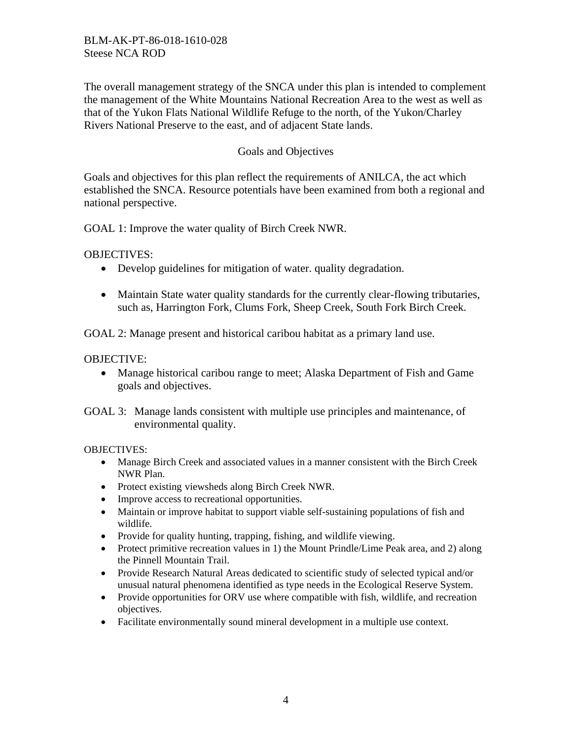The overall management strategy of the SNCA under this plan is intended to complement the management of the White Mountains National Recreation Area to the west as well as that of the Yukon Flats National Wildlife Refuge to the north, of the Yukon/Charley Rivers National Preserve to the east, and of adjacent State lands.

## Goals and Objectives

Goals and objectives for this plan reflect the requirements of ANILCA, the act which established the SNCA. Resource potentials have been examined from both a regional and national perspective.

GOAL 1: Improve the water quality of Birch Creek NWR.

OBJECTIVES:

- Develop guidelines for mitigation of water. quality degradation.
- Maintain State water quality standards for the currently clear-flowing tributaries, such as, Harrington Fork, Clums Fork, Sheep Creek, South Fork Birch Creek.

GOAL 2: Manage present and historical caribou habitat as a primary land use.

OBJECTIVE:

- Manage historical caribou range to meet; Alaska Department of Fish and Game goals and objectives.

GOAL 3: Manage lands consistent with multiple use principles and maintenance, of environmental quality.

OBJECTIVES:

- Manage Birch Creek and associated values in a manner consistent with the Birch Creek NWR Plan.
- Protect existing viewsheds along Birch Creek NWR.
- Improve access to recreational opportunities.
- Maintain or improve habitat to support viable self-sustaining populations of fish and wildlife.
- Provide for quality hunting, trapping, fishing, and wildlife viewing.
- Protect primitive recreation values in 1) the Mount Prindle/Lime Peak area, and 2) along the Pinnell Mountain Trail.
- Provide Research Natural Areas dedicated to scientific study of selected typical and/or unusual natural phenomena identified as type needs in the Ecological Reserve System.
- Provide opportunities for ORV use where compatible with fish, wildlife, and recreation objectives.
- Facilitate environmentally sound mineral development in a multiple use context.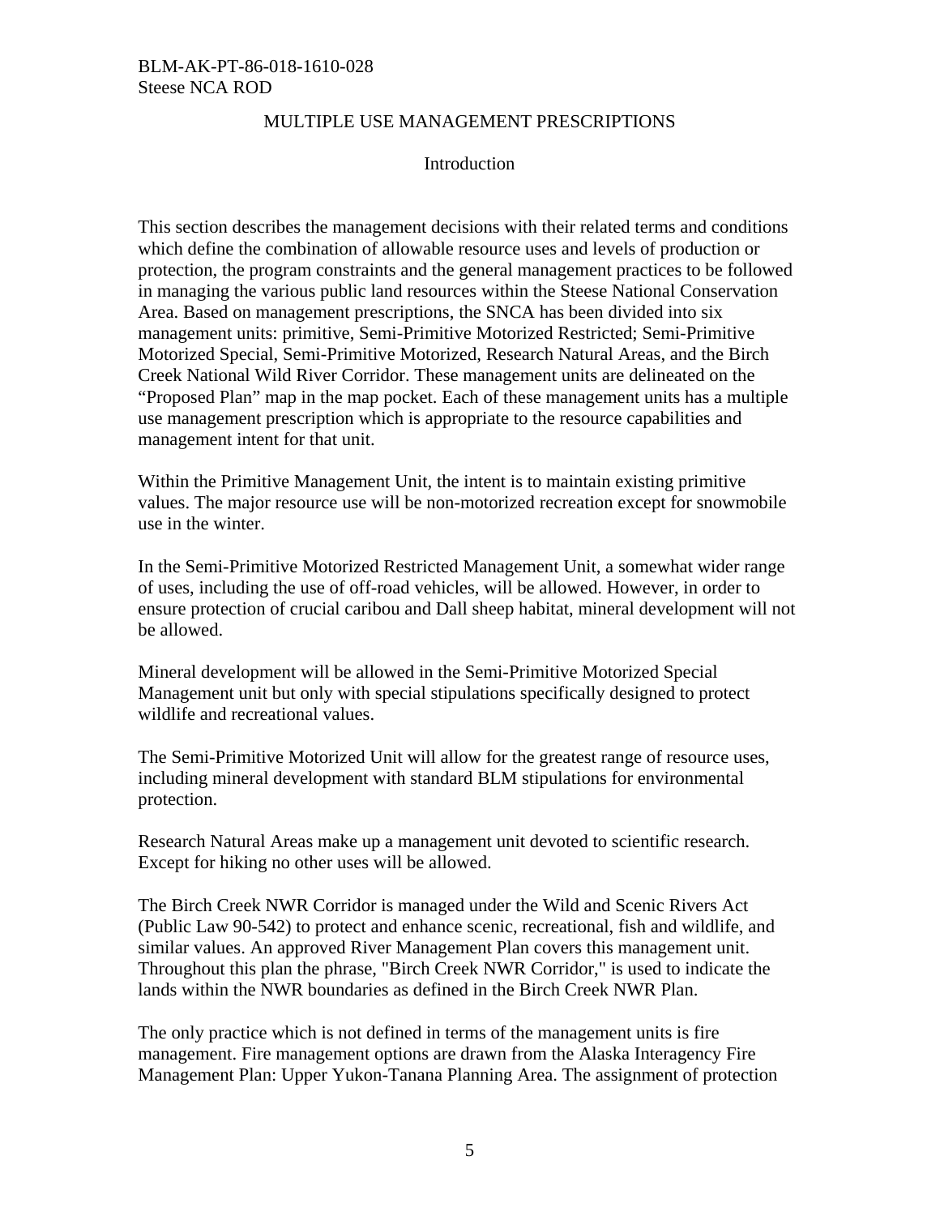## MULTIPLE USE MANAGEMENT PRESCRIPTIONS

### Introduction

This section describes the management decisions with their related terms and conditions which define the combination of allowable resource uses and levels of production or protection, the program constraints and the general management practices to be followed in managing the various public land resources within the Steese National Conservation Area. Based on management prescriptions, the SNCA has been divided into six management units: primitive, Semi-Primitive Motorized Restricted; Semi-Primitive Motorized Special, Semi-Primitive Motorized, Research Natural Areas, and the Birch Creek National Wild River Corridor. These management units are delineated on the "Proposed Plan" map in the map pocket. Each of these management units has a multiple use management prescription which is appropriate to the resource capabilities and management intent for that unit.

Within the Primitive Management Unit, the intent is to maintain existing primitive values. The major resource use will be non-motorized recreation except for snowmobile use in the winter.

In the Semi-Primitive Motorized Restricted Management Unit, a somewhat wider range of uses, including the use of off-road vehicles, will be allowed. However, in order to ensure protection of crucial caribou and Dall sheep habitat, mineral development will not be allowed.

Mineral development will be allowed in the Semi-Primitive Motorized Special Management unit but only with special stipulations specifically designed to protect wildlife and recreational values.

The Semi-Primitive Motorized Unit will allow for the greatest range of resource uses, including mineral development with standard BLM stipulations for environmental protection.

Research Natural Areas make up a management unit devoted to scientific research. Except for hiking no other uses will be allowed.

The Birch Creek NWR Corridor is managed under the Wild and Scenic Rivers Act (Public Law 90-542) to protect and enhance scenic, recreational, fish and wildlife, and similar values. An approved River Management Plan covers this management unit. Throughout this plan the phrase, "Birch Creek NWR Corridor," is used to indicate the lands within the NWR boundaries as defined in the Birch Creek NWR Plan.

The only practice which is not defined in terms of the management units is fire management. Fire management options are drawn from the Alaska Interagency Fire Management Plan: Upper Yukon-Tanana Planning Area. The assignment of protection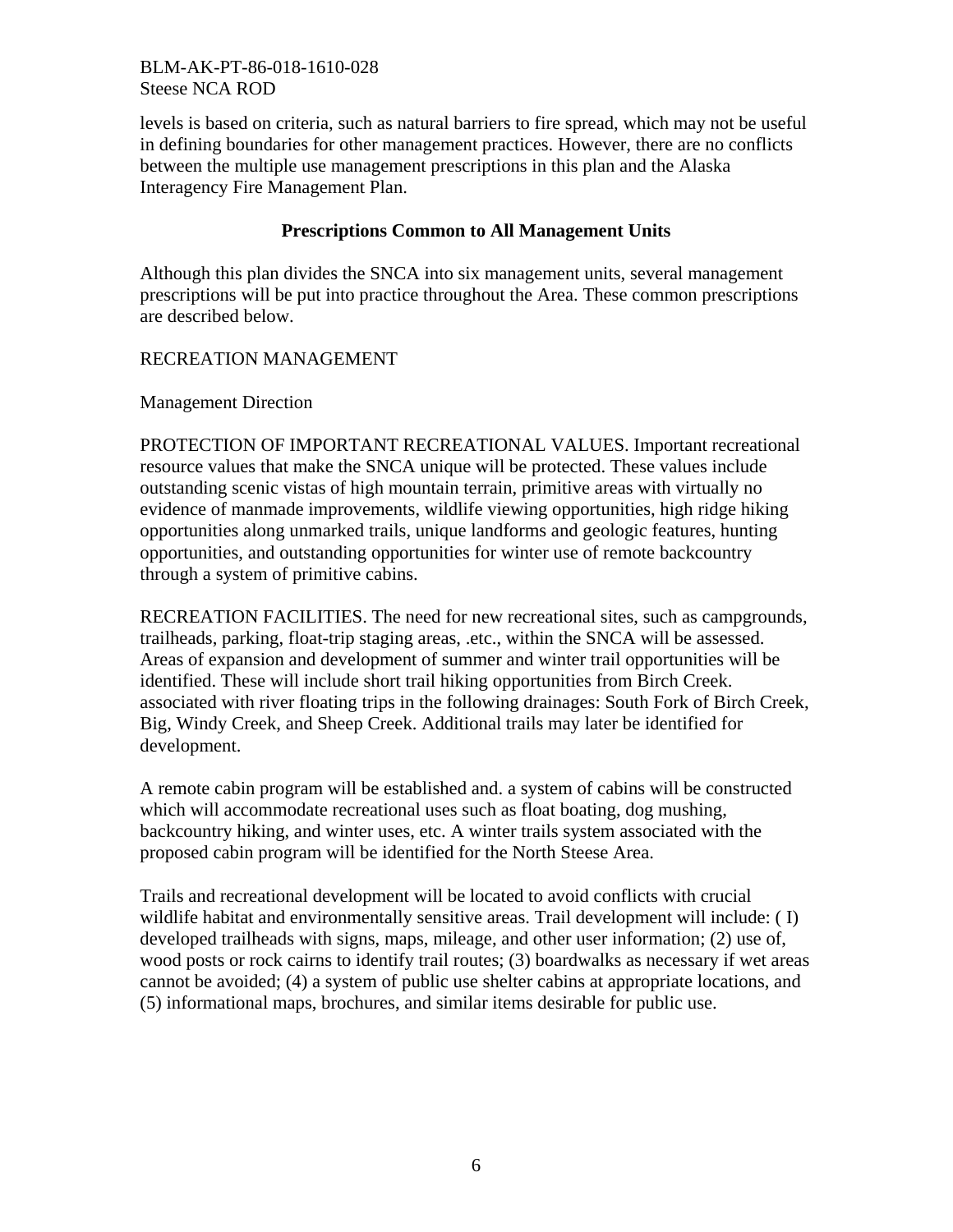levels is based on criteria, such as natural barriers to fire spread, which may not be useful in defining boundaries for other management practices. However, there are no conflicts between the multiple use management prescriptions in this plan and the Alaska Interagency Fire Management Plan.

## Prescriptions Common to All Management Units

Although this plan divides the SNCA into six management units, several management prescriptions will be put into practice throughout the Area. These common prescriptions are described below.

RECREATION MANAGEMENT

Management Direction

PROTECTION OF IMPORTANT RECREATIONAL VALUES. Important recreational resource values that make the SNCA unique will be protected. These values include outstanding scenic vistas of high mountain terrain, primitive areas with virtually no evidence of manmade improvements, wildlife viewing opportunities, high ridge hiking opportunities along unmarked trails, unique landforms and geologic features, hunting opportunities, and outstanding opportunities for winter use of remote backcountry through a system of primitive cabins.

RECREATION FACILITIES. The need for new recreational sites, such as campgrounds, trailheads, parking, float-trip staging areas, .etc., within the SNCA will be assessed. Areas of expansion and development of summer and winter trail opportunities will be identified. These will include short trail hiking opportunities from Birch Creek. associated with river floating trips in the following drainages: South Fork of Birch Creek, Big, Windy Creek, and Sheep Creek. Additional trails may later be identified for development.

A remote cabin program will be established and. a system of cabins will be constructed which will accommodate recreational uses such as float boating, dog mushing, backcountry hiking, and winter uses, etc. A winter trails system associated with the proposed cabin program will be identified for the North Steese Area.

Trails and recreational development will be located to avoid conflicts with crucial wildlife habitat and environmentally sensitive areas. Trail development will include: ( I) developed trailheads with signs, maps, mileage, and other user information; (2) use of, wood posts or rock cairns to identify trail routes; (3) boardwalks as necessary if wet areas cannot be avoided; (4) a system of public use shelter cabins at appropriate locations, and (5) informational maps, brochures, and similar items desirable for public use.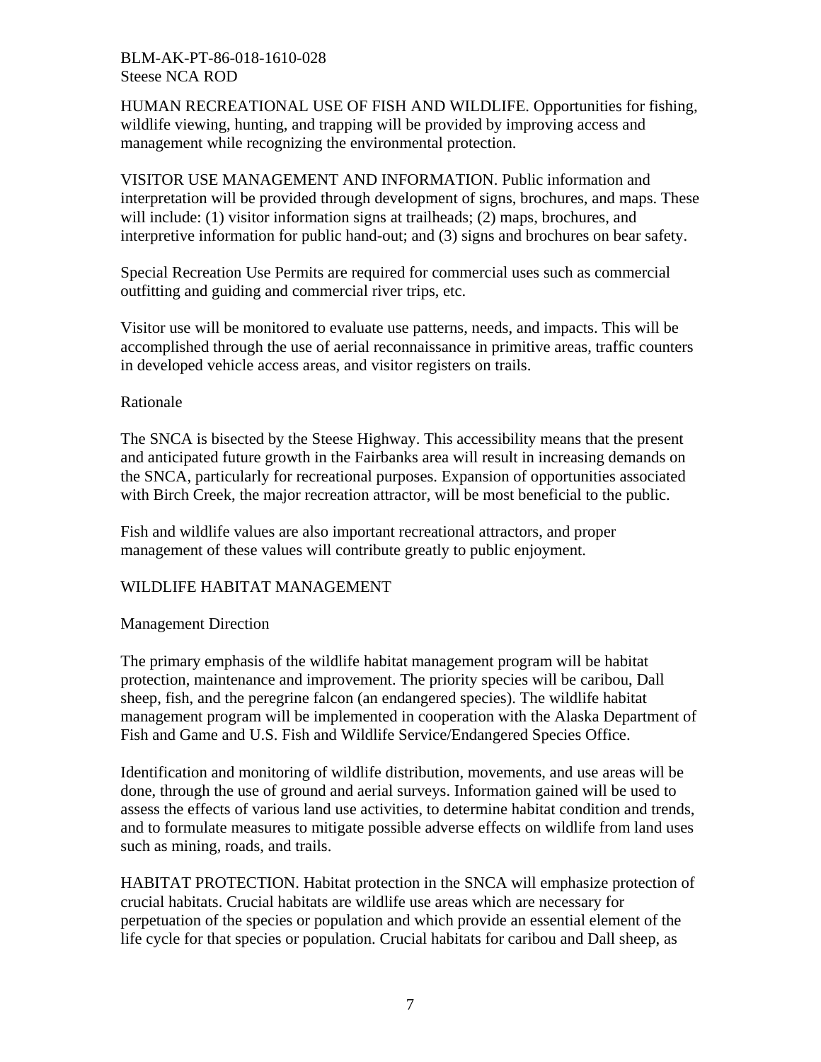HUMAN RECREATIONAL USE OF FISH AND WILDLIFE. Opportunities for fishing, wildlife viewing, hunting, and trapping will be provided by improving access and management while recognizing the environmental protection.

VISITOR USE MANAGEMENT AND INFORMATION. Public information and interpretation will be provided through development of signs, brochures, and maps. These will include: (1) visitor information signs at trailheads; (2) maps, brochures, and interpretive information for public hand-out; and (3) signs and brochures on bear safety.

Special Recreation Use Permits are required for commercial uses such as commercial outfitting and guiding and commercial river trips, etc.

Visitor use will be monitored to evaluate use patterns, needs, and impacts. This will be accomplished through the use of aerial reconnaissance in primitive areas, traffic counters in developed vehicle access areas, and visitor registers on trails.

Rationale

The SNCA is bisected by the Steese Highway. This accessibility means that the present and anticipated future growth in the Fairbanks area will result in increasing demands on the SNCA, particularly for recreational purposes. Expansion of opportunities associated with Birch Creek, the major recreation attractor, will be most beneficial to the public.

Fish and wildlife values are also important recreational attractors, and proper management of these values will contribute greatly to public enjoyment.

## WILDLIFE HABITAT MANAGEMENT

Management Direction

The primary emphasis of the wildlife habitat management program will be habitat protection, maintenance and improvement. The priority species will be caribou, Dall sheep, fish, and the peregrine falcon (an endangered species). The wildlife habitat management program will be implemented in cooperation with the Alaska Department of Fish and Game and U.S. Fish and Wildlife Service/Endangered Species Office.

Identification and monitoring of wildlife distribution, movements, and use areas will be done, through the use of ground and aerial surveys. Information gained will be used to assess the effects of various land use activities, to determine habitat condition and trends, and to formulate measures to mitigate possible adverse effects on wildlife from land uses such as mining, roads, and trails.

HABITAT PROTECTION. Habitat protection in the SNCA will emphasize protection of crucial habitats. Crucial habitats are wildlife use areas which are necessary for perpetuation of the species or population and which provide an essential element of the life cycle for that species or population. Crucial habitats for caribou and Dall sheep, as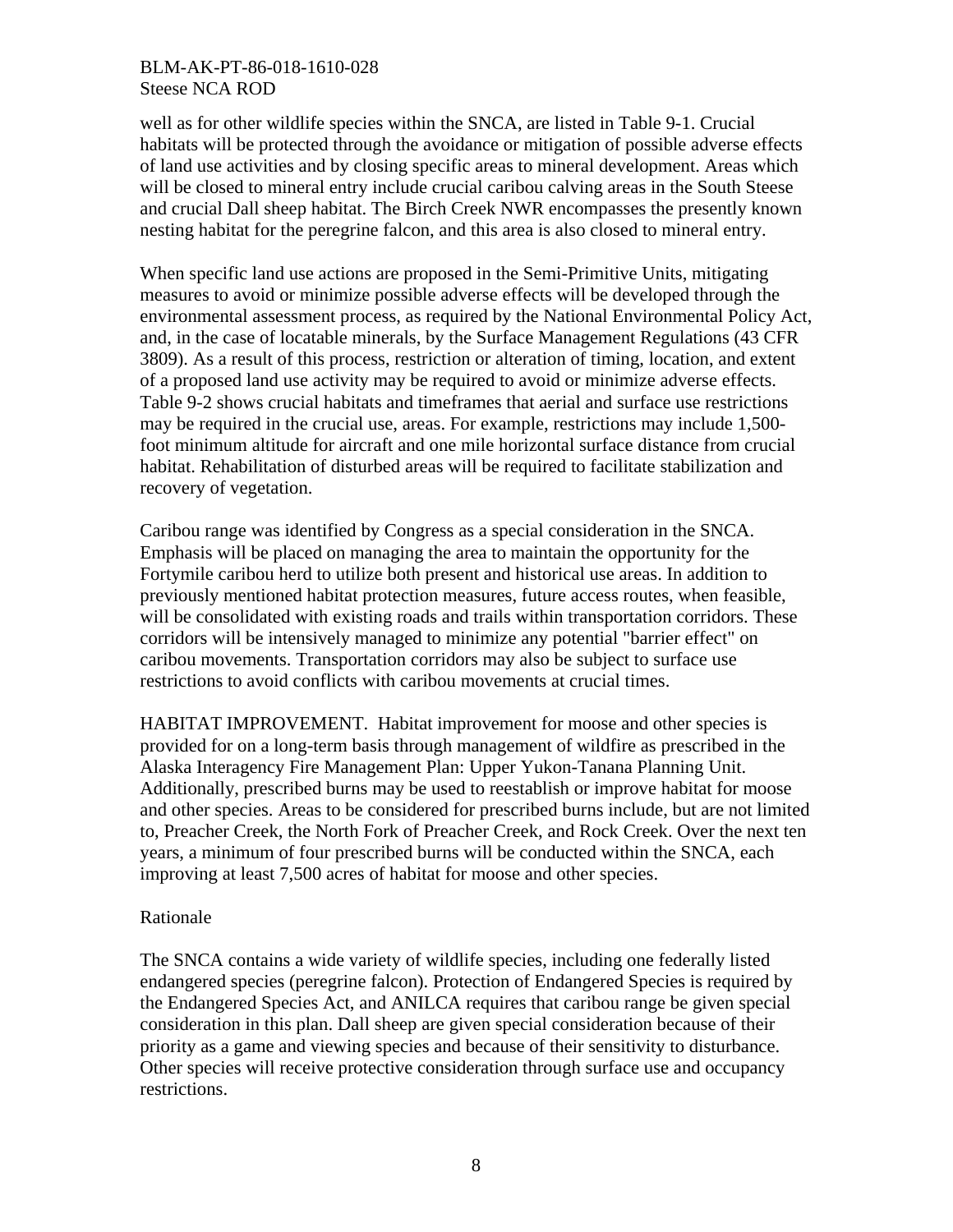well as for other wildlife species within the SNCA, are listed in Table 9-1. Crucial habitats will be protected through the avoidance or mitigation of possible adverse effects of land use activities and by closing specific areas to mineral development. Areas which will be closed to mineral entry include crucial caribou calving areas in the South Steese and crucial Dall sheep habitat. The Birch Creek NWR encompasses the presently known nesting habitat for the peregrine falcon, and this area is also closed to mineral entry.

When specific land use actions are proposed in the Semi-Primitive Units, mitigating measures to avoid or minimize possible adverse effects will be developed through the environmental assessment process, as required by the National Environmental Policy Act, and, in the case of locatable minerals, by the Surface Management Regulations (43 CFR 3809). As a result of this process, restriction or alteration of timing, location, and extent of a proposed land use activity may be required to avoid or minimize adverse effects. Table 9-2 shows crucial habitats and timeframes that aerial and surface use restrictions may be required in the crucial use, areas. For example, restrictions may include 1,500-foot minimum altitude for aircraft and one mile horizontal surface distance from crucial habitat. Rehabilitation of disturbed areas will be required to facilitate stabilization and recovery of vegetation.

Caribou range was identified by Congress as a special consideration in the SNCA. Emphasis will be placed on managing the area to maintain the opportunity for the Fortymile caribou herd to utilize both present and historical use areas. In addition to previously mentioned habitat protection measures, future access routes, when feasible, will be consolidated with existing roads and trails within transportation corridors. These corridors will be intensively managed to minimize any potential "barrier effect" on caribou movements. Transportation corridors may also be subject to surface use restrictions to avoid conflicts with caribou movements at crucial times.

HABITAT IMPROVEMENT. Habitat improvement for moose and other species is provided for on a long-term basis through management of wildfire as prescribed in the Alaska Interagency Fire Management Plan: Upper Yukon-Tanana Planning Unit. Additionally, prescribed burns may be used to reestablish or improve habitat for moose and other species. Areas to be considered for prescribed burns include, but are not limited to, Preacher Creek, the North Fork of Preacher Creek, and Rock Creek. Over the next ten years, a minimum of four prescribed burns will be conducted within the SNCA, each improving at least 7,500 acres of habitat for moose and other species.

Rationale

The SNCA contains a wide variety of wildlife species, including one federally listed endangered species (peregrine falcon). Protection of Endangered Species is required by the Endangered Species Act, and ANILCA requires that caribou range be given special consideration in this plan. Dall sheep are given special consideration because of their priority as a game and viewing species and because of their sensitivity to disturbance. Other species will receive protective consideration through surface use and occupancy restrictions.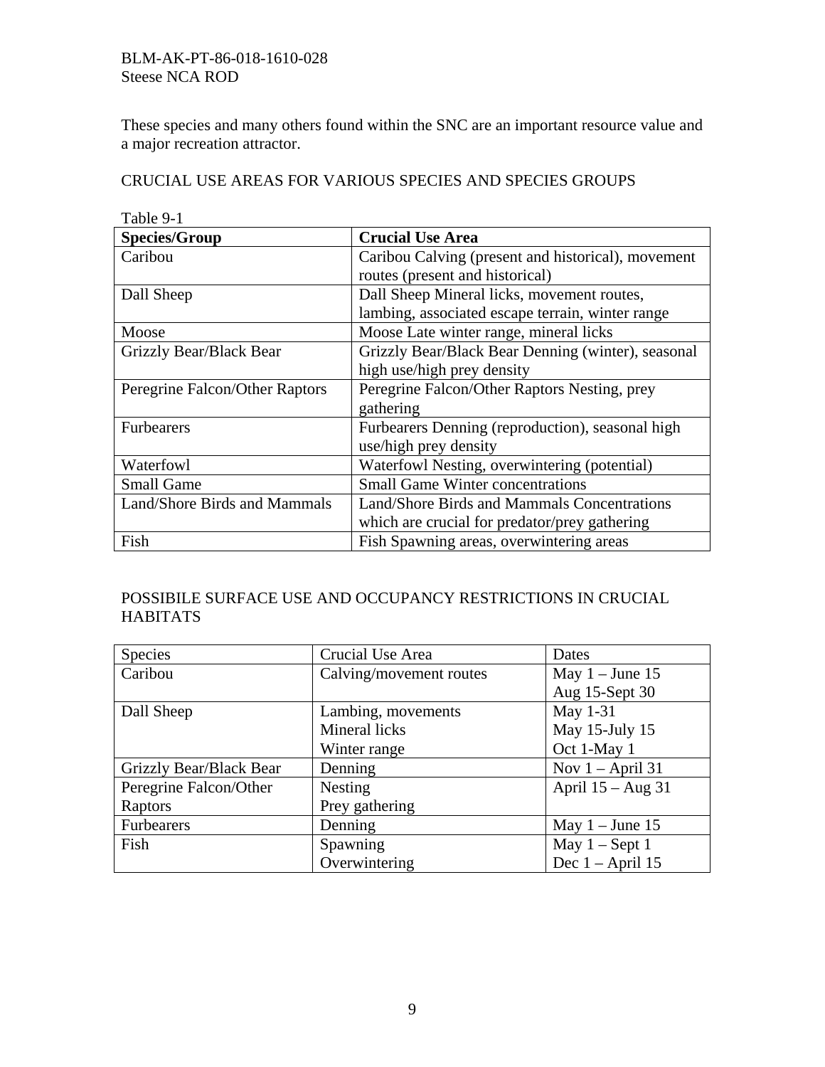These species and many others found within the SNC are an important resource value and a major recreation attractor.

CRUCIAL USE AREAS FOR VARIOUS SPECIES AND SPECIES GROUPS

Table 9-1

| **Species/Group** | **Crucial Use Area** |
| --- | --- |
| Caribou | Caribou Calving (present and historical), movement routes (present and historical) |
| Dall Sheep | Dall Sheep Mineral licks, movement routes, lambing, associated escape terrain, winter range |
| Moose | Moose Late winter range, mineral licks |
| Grizzly Bear/Black Bear | Grizzly Bear/Black Bear Denning (winter), seasonal high use/high prey density |
| Peregrine Falcon/Other Raptors | Peregrine Falcon/Other Raptors Nesting, prey gathering |
| Furbearers | Furbearers Denning (reproduction), seasonal high use/high prey density |
| Waterfowl | Waterfowl Nesting, overwintering (potential) |
| Small Game | Small Game Winter concentrations |
| Land/Shore Birds and Mammals | Land/Shore Birds and Mammals Concentrations which are crucial for predator/prey gathering |
| Fish | Fish Spawning areas, overwintering areas |

POSSIBILE SURFACE USE AND OCCUPANCY RESTRICTIONS IN CRUCIAL HABITATS

| Species | Crucial Use Area | Dates |
| --- | --- | --- |
| Caribou | Calving/movement routes | May 1 – June 15<br>Aug 15-Sept 30 |
| Dall Sheep | Lambing, movements<br>Mineral licks<br>Winter range | May 1-31<br>May 15-July 15<br>Oct 1-May 1 |
| Grizzly Bear/Black Bear | Denning | Nov 1 – April 31 |
| Peregrine Falcon/Other Raptors | Nesting<br>Prey gathering | April 15 – Aug 31 |
| Furbearers | Denning | May 1 – June 15 |
| Fish | Spawning<br>Overwintering | May 1 – Sept 1<br>Dec 1 – April 15 |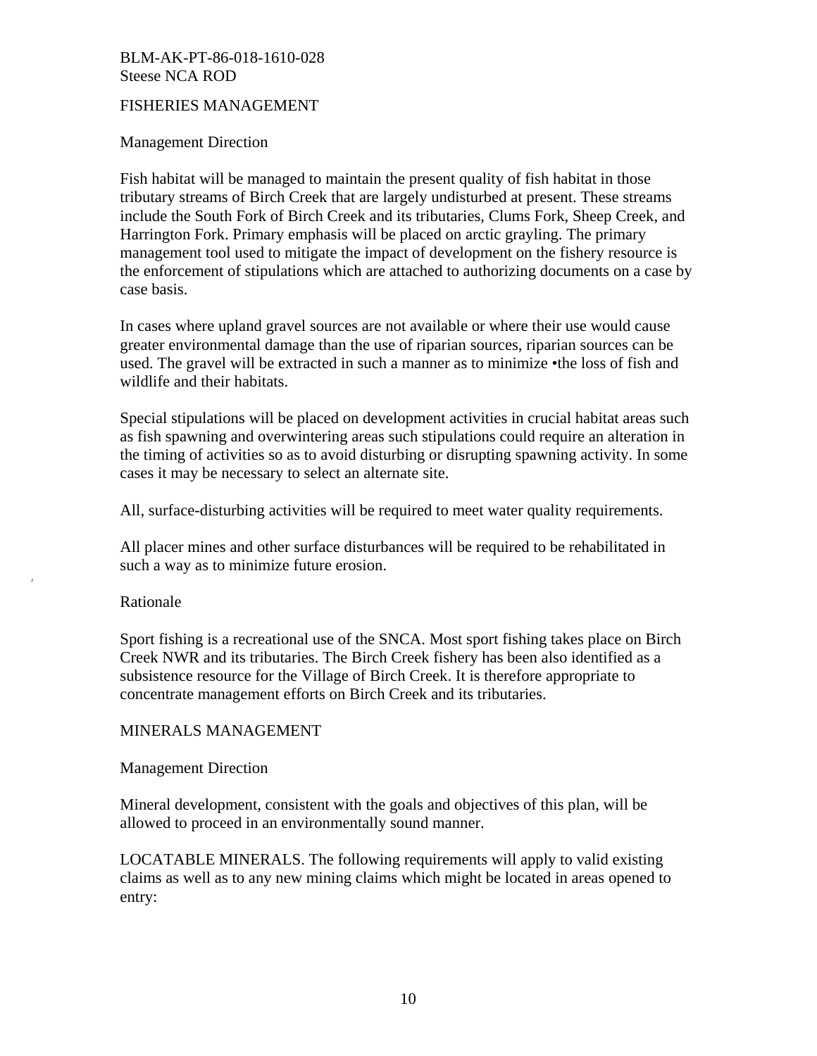## FISHERIES MANAGEMENT

### Management Direction

Fish habitat will be managed to maintain the present quality of fish habitat in those tributary streams of Birch Creek that are largely undisturbed at present. These streams include the South Fork of Birch Creek and its tributaries, Clums Fork, Sheep Creek, and Harrington Fork. Primary emphasis will be placed on arctic grayling. The primary management tool used to mitigate the impact of development on the fishery resource is the enforcement of stipulations which are attached to authorizing documents on a case by case basis.

In cases where upland gravel sources are not available or where their use would cause greater environmental damage than the use of riparian sources, riparian sources can be used. The gravel will be extracted in such a manner as to minimize •the loss of fish and wildlife and their habitats.

Special stipulations will be placed on development activities in crucial habitat areas such as fish spawning and overwintering areas such stipulations could require an alteration in the timing of activities so as to avoid disturbing or disrupting spawning activity. In some cases it may be necessary to select an alternate site.

All, surface-disturbing activities will be required to meet water quality requirements.

All placer mines and other surface disturbances will be required to be rehabilitated in such a way as to minimize future erosion.

### Rationale

Sport fishing is a recreational use of the SNCA. Most sport fishing takes place on Birch Creek NWR and its tributaries. The Birch Creek fishery has been also identified as a subsistence resource for the Village of Birch Creek. It is therefore appropriate to concentrate management efforts on Birch Creek and its tributaries.

## MINERALS MANAGEMENT

### Management Direction

Mineral development, consistent with the goals and objectives of this plan, will be allowed to proceed in an environmentally sound manner.

LOCATABLE MINERALS. The following requirements will apply to valid existing claims as well as to any new mining claims which might be located in areas opened to entry: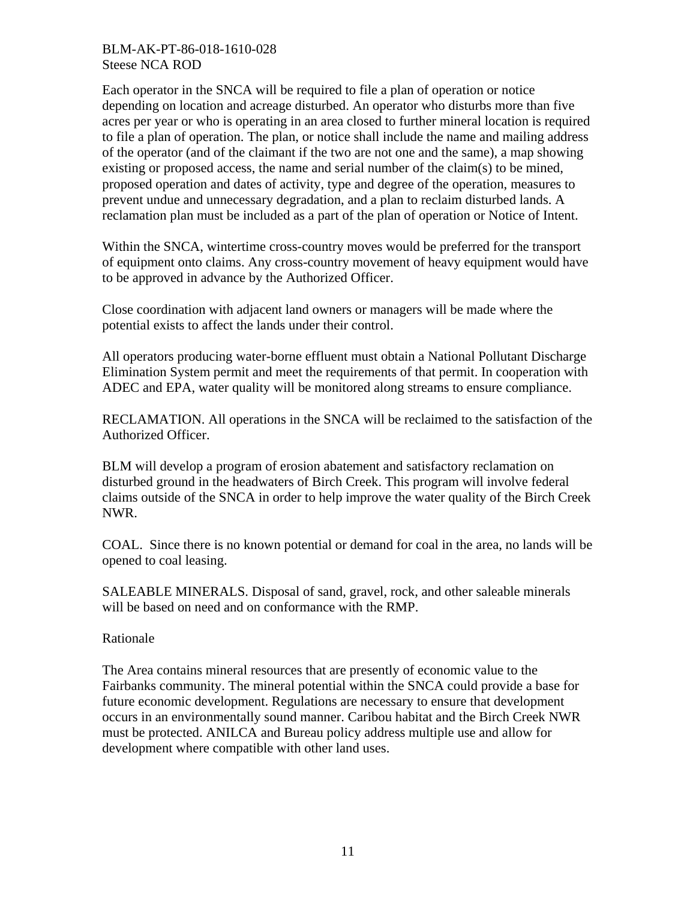Each operator in the SNCA will be required to file a plan of operation or notice depending on location and acreage disturbed. An operator who disturbs more than five acres per year or who is operating in an area closed to further mineral location is required to file a plan of operation. The plan, or notice shall include the name and mailing address of the operator (and of the claimant if the two are not one and the same), a map showing existing or proposed access, the name and serial number of the claim(s) to be mined, proposed operation and dates of activity, type and degree of the operation, measures to prevent undue and unnecessary degradation, and a plan to reclaim disturbed lands. A reclamation plan must be included as a part of the plan of operation or Notice of Intent.

Within the SNCA, wintertime cross-country moves would be preferred for the transport of equipment onto claims. Any cross-country movement of heavy equipment would have to be approved in advance by the Authorized Officer.

Close coordination with adjacent land owners or managers will be made where the potential exists to affect the lands under their control.

All operators producing water-borne effluent must obtain a National Pollutant Discharge Elimination System permit and meet the requirements of that permit. In cooperation with ADEC and EPA, water quality will be monitored along streams to ensure compliance.

RECLAMATION. All operations in the SNCA will be reclaimed to the satisfaction of the Authorized Officer.

BLM will develop a program of erosion abatement and satisfactory reclamation on disturbed ground in the headwaters of Birch Creek. This program will involve federal claims outside of the SNCA in order to help improve the water quality of the Birch Creek NWR.

COAL. Since there is no known potential or demand for coal in the area, no lands will be opened to coal leasing.

SALEABLE MINERALS. Disposal of sand, gravel, rock, and other saleable minerals will be based on need and on conformance with the RMP.

Rationale

The Area contains mineral resources that are presently of economic value to the Fairbanks community. The mineral potential within the SNCA could provide a base for future economic development. Regulations are necessary to ensure that development occurs in an environmentally sound manner. Caribou habitat and the Birch Creek NWR must be protected. ANILCA and Bureau policy address multiple use and allow for development where compatible with other land uses.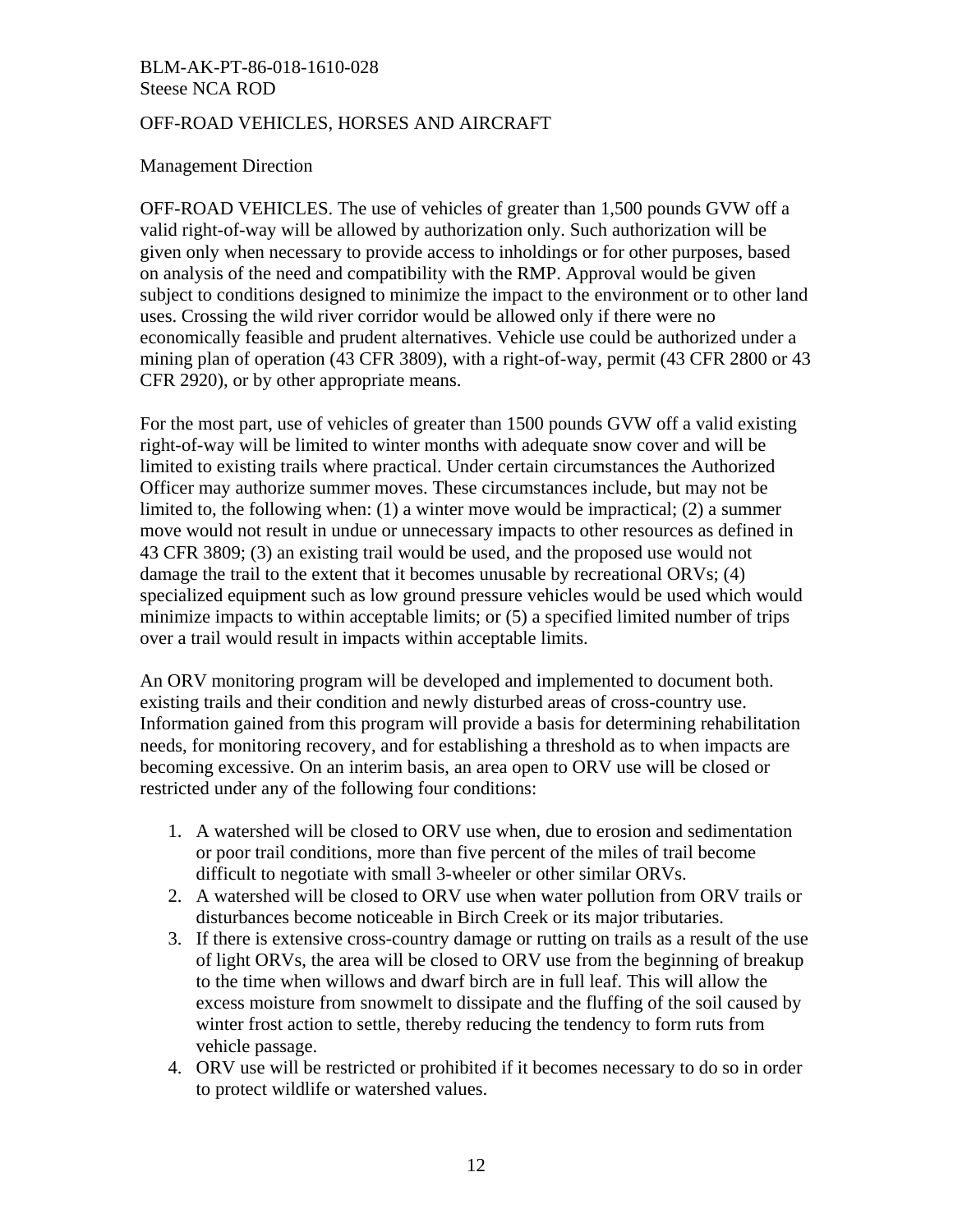OFF-ROAD VEHICLES, HORSES AND AIRCRAFT

Management Direction

OFF-ROAD VEHICLES. The use of vehicles of greater than 1,500 pounds GVW off a valid right-of-way will be allowed by authorization only. Such authorization will be given only when necessary to provide access to inholdings or for other purposes, based on analysis of the need and compatibility with the RMP. Approval would be given subject to conditions designed to minimize the impact to the environment or to other land uses. Crossing the wild river corridor would be allowed only if there were no economically feasible and prudent alternatives. Vehicle use could be authorized under a mining plan of operation (43 CFR 3809), with a right-of-way, permit (43 CFR 2800 or 43 CFR 2920), or by other appropriate means.

For the most part, use of vehicles of greater than 1500 pounds GVW off a valid existing right-of-way will be limited to winter months with adequate snow cover and will be limited to existing trails where practical. Under certain circumstances the Authorized Officer may authorize summer moves. These circumstances include, but may not be limited to, the following when: (1) a winter move would be impractical; (2) a summer move would not result in undue or unnecessary impacts to other resources as defined in 43 CFR 3809; (3) an existing trail would be used, and the proposed use would not damage the trail to the extent that it becomes unusable by recreational ORVs; (4) specialized equipment such as low ground pressure vehicles would be used which would minimize impacts to within acceptable limits; or (5) a specified limited number of trips over a trail would result in impacts within acceptable limits.

An ORV monitoring program will be developed and implemented to document both. existing trails and their condition and newly disturbed areas of cross-country use. Information gained from this program will provide a basis for determining rehabilitation needs, for monitoring recovery, and for establishing a threshold as to when impacts are becoming excessive. On an interim basis, an area open to ORV use will be closed or restricted under any of the following four conditions:

1. A watershed will be closed to ORV use when, due to erosion and sedimentation or poor trail conditions, more than five percent of the miles of trail become difficult to negotiate with small 3-wheeler or other similar ORVs.
2. A watershed will be closed to ORV use when water pollution from ORV trails or disturbances become noticeable in Birch Creek or its major tributaries.
3. If there is extensive cross-country damage or rutting on trails as a result of the use of light ORVs, the area will be closed to ORV use from the beginning of breakup to the time when willows and dwarf birch are in full leaf. This will allow the excess moisture from snowmelt to dissipate and the fluffing of the soil caused by winter frost action to settle, thereby reducing the tendency to form ruts from vehicle passage.
4. ORV use will be restricted or prohibited if it becomes necessary to do so in order to protect wildlife or watershed values.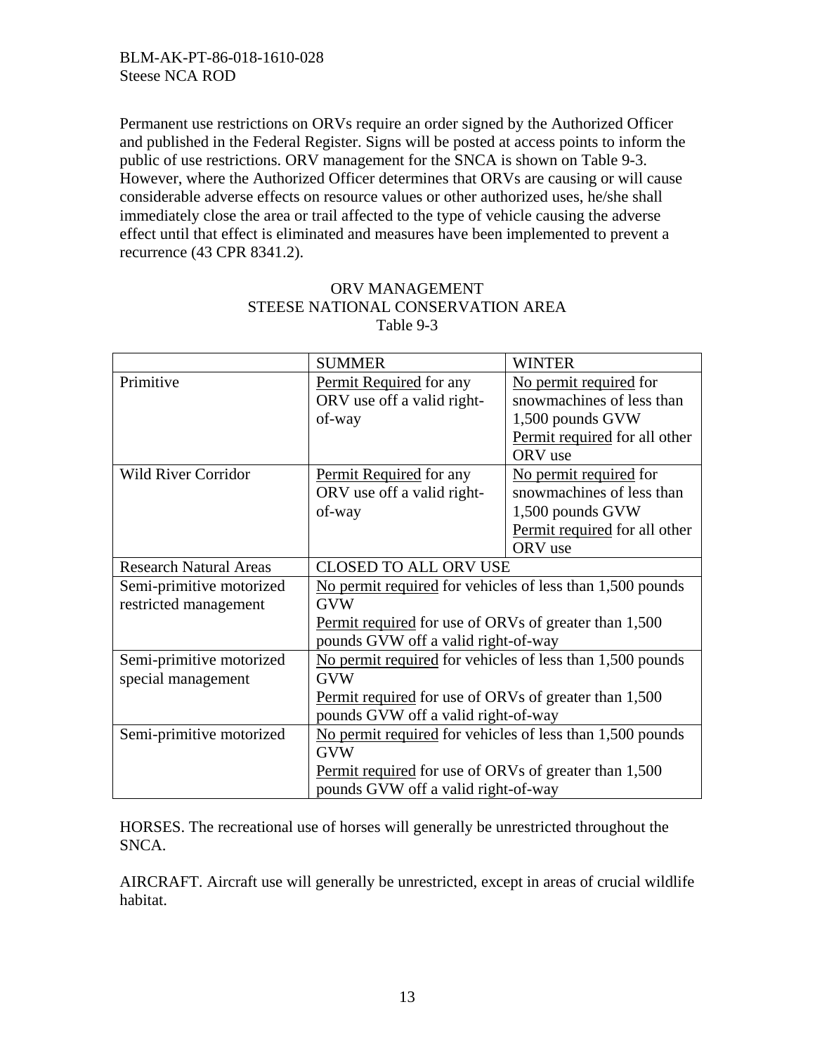Permanent use restrictions on ORVs require an order signed by the Authorized Officer and published in the Federal Register. Signs will be posted at access points to inform the public of use restrictions. ORV management for the SNCA is shown on Table 9-3. However, where the Authorized Officer determines that ORVs are causing or will cause considerable adverse effects on resource values or other authorized uses, he/she shall immediately close the area or trail affected to the type of vehicle causing the adverse effect until that effect is eliminated and measures have been implemented to prevent a recurrence (43 CPR 8341.2).

ORV MANAGEMENT
STEESE NATIONAL CONSERVATION AREA
Table 9-3

| | SUMMER | WINTER |
|---|---|---|
| Primitive | Permit Required for any ORV use off a valid right-of-way | No permit required for snowmachines of less than 1,500 pounds GVW<br>Permit required for all other ORV use |
| Wild River Corridor | Permit Required for any ORV use off a valid right-of-way | No permit required for snowmachines of less than 1,500 pounds GVW<br>Permit required for all other ORV use |
| Research Natural Areas | CLOSED TO ALL ORV USE | |
| Semi-primitive motorized restricted management | No permit required for vehicles of less than 1,500 pounds GVW<br>Permit required for use of ORVs of greater than 1,500 pounds GVW off a valid right-of-way | |
| Semi-primitive motorized special management | No permit required for vehicles of less than 1,500 pounds GVW<br>Permit required for use of ORVs of greater than 1,500 pounds GVW off a valid right-of-way | |
| Semi-primitive motorized | No permit required for vehicles of less than 1,500 pounds GVW<br>Permit required for use of ORVs of greater than 1,500 pounds GVW off a valid right-of-way | |

HORSES. The recreational use of horses will generally be unrestricted throughout the SNCA.

AIRCRAFT. Aircraft use will generally be unrestricted, except in areas of crucial wildlife habitat.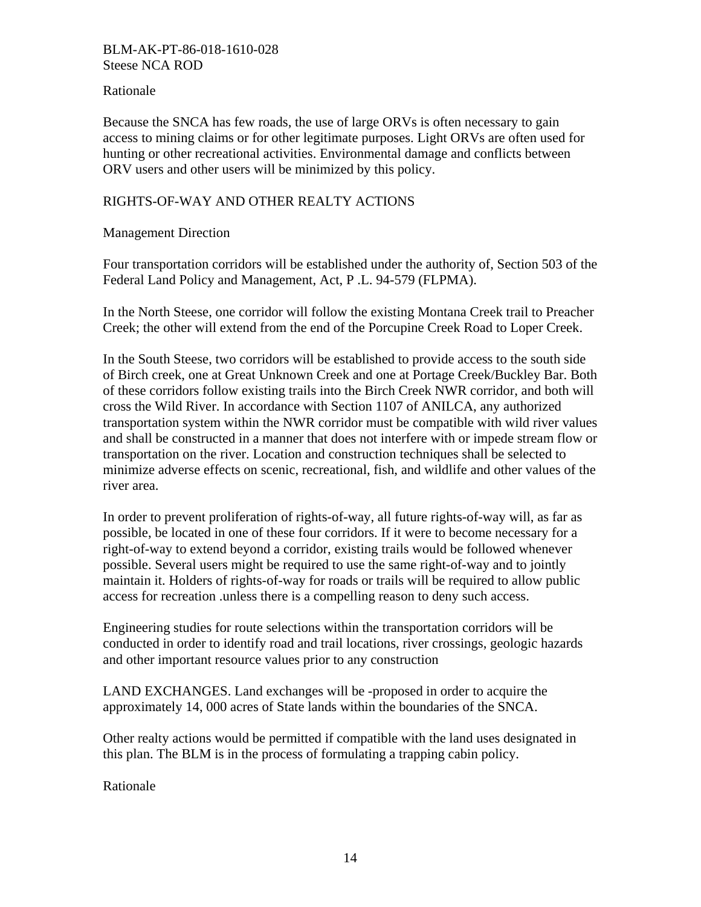Rationale

Because the SNCA has few roads, the use of large ORVs is often necessary to gain access to mining claims or for other legitimate purposes. Light ORVs are often used for hunting or other recreational activities. Environmental damage and conflicts between ORV users and other users will be minimized by this policy.

RIGHTS-OF-WAY AND OTHER REALTY ACTIONS

Management Direction

Four transportation corridors will be established under the authority of, Section 503 of the Federal Land Policy and Management, Act, P .L. 94-579 (FLPMA).

In the North Steese, one corridor will follow the existing Montana Creek trail to Preacher Creek; the other will extend from the end of the Porcupine Creek Road to Loper Creek.

In the South Steese, two corridors will be established to provide access to the south side of Birch creek, one at Great Unknown Creek and one at Portage Creek/Buckley Bar. Both of these corridors follow existing trails into the Birch Creek NWR corridor, and both will cross the Wild River. In accordance with Section 1107 of ANILCA, any authorized transportation system within the NWR corridor must be compatible with wild river values and shall be constructed in a manner that does not interfere with or impede stream flow or transportation on the river. Location and construction techniques shall be selected to minimize adverse effects on scenic, recreational, fish, and wildlife and other values of the river area.

In order to prevent proliferation of rights-of-way, all future rights-of-way will, as far as possible, be located in one of these four corridors. If it were to become necessary for a right-of-way to extend beyond a corridor, existing trails would be followed whenever possible. Several users might be required to use the same right-of-way and to jointly maintain it. Holders of rights-of-way for roads or trails will be required to allow public access for recreation .unless there is a compelling reason to deny such access.

Engineering studies for route selections within the transportation corridors will be conducted in order to identify road and trail locations, river crossings, geologic hazards and other important resource values prior to any construction

LAND EXCHANGES. Land exchanges will be -proposed in order to acquire the approximately 14, 000 acres of State lands within the boundaries of the SNCA.

Other realty actions would be permitted if compatible with the land uses designated in this plan. The BLM is in the process of formulating a trapping cabin policy.

Rationale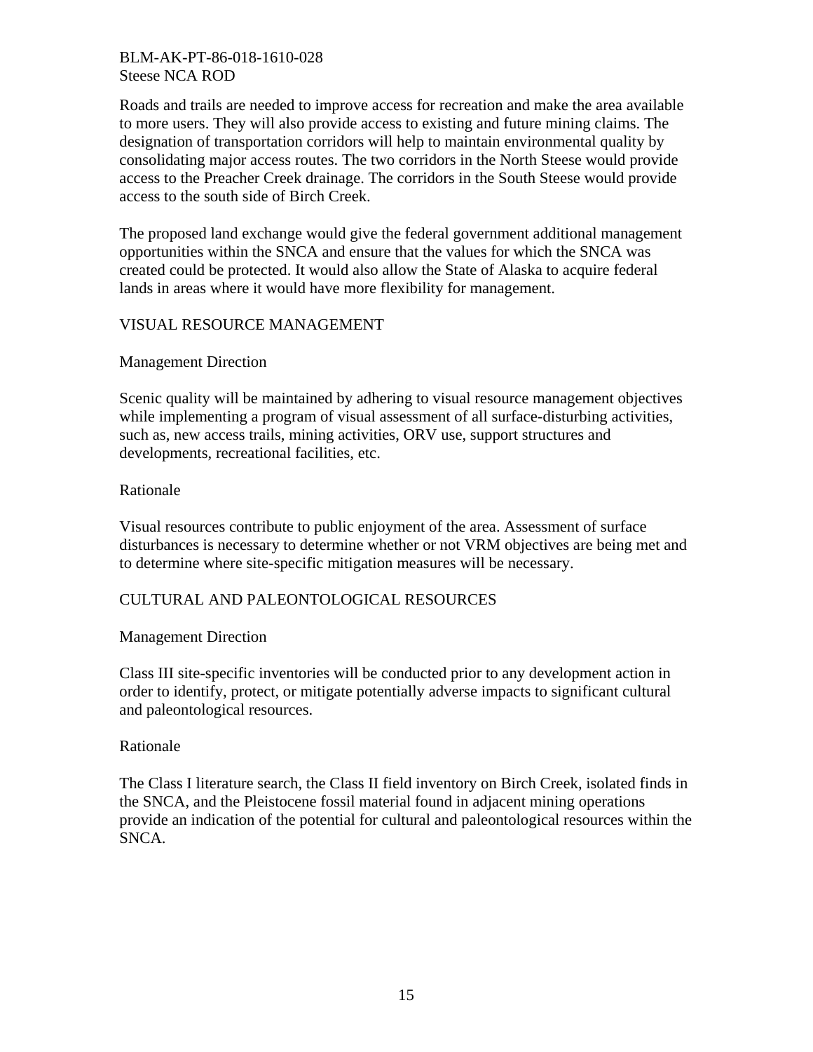Roads and trails are needed to improve access for recreation and make the area available to more users. They will also provide access to existing and future mining claims. The designation of transportation corridors will help to maintain environmental quality by consolidating major access routes. The two corridors in the North Steese would provide access to the Preacher Creek drainage. The corridors in the South Steese would provide access to the south side of Birch Creek.

The proposed land exchange would give the federal government additional management opportunities within the SNCA and ensure that the values for which the SNCA was created could be protected. It would also allow the State of Alaska to acquire federal lands in areas where it would have more flexibility for management.

## VISUAL RESOURCE MANAGEMENT

### Management Direction

Scenic quality will be maintained by adhering to visual resource management objectives while implementing a program of visual assessment of all surface-disturbing activities, such as, new access trails, mining activities, ORV use, support structures and developments, recreational facilities, etc.

### Rationale

Visual resources contribute to public enjoyment of the area. Assessment of surface disturbances is necessary to determine whether or not VRM objectives are being met and to determine where site-specific mitigation measures will be necessary.

## CULTURAL AND PALEONTOLOGICAL RESOURCES

### Management Direction

Class III site-specific inventories will be conducted prior to any development action in order to identify, protect, or mitigate potentially adverse impacts to significant cultural and paleontological resources.

### Rationale

The Class I literature search, the Class II field inventory on Birch Creek, isolated finds in the SNCA, and the Pleistocene fossil material found in adjacent mining operations provide an indication of the potential for cultural and paleontological resources within the SNCA.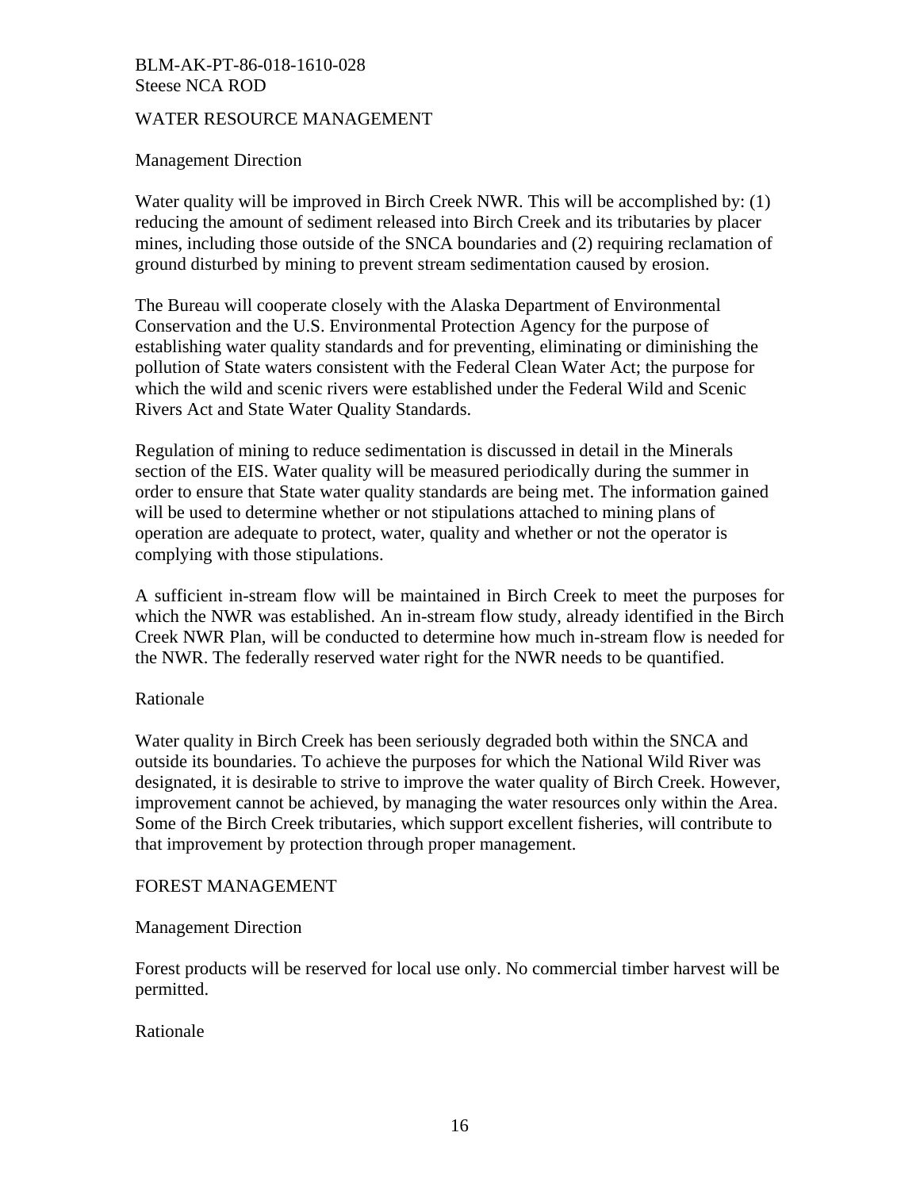## WATER RESOURCE MANAGEMENT

### Management Direction

Water quality will be improved in Birch Creek NWR. This will be accomplished by: (1) reducing the amount of sediment released into Birch Creek and its tributaries by placer mines, including those outside of the SNCA boundaries and (2) requiring reclamation of ground disturbed by mining to prevent stream sedimentation caused by erosion.

The Bureau will cooperate closely with the Alaska Department of Environmental Conservation and the U.S. Environmental Protection Agency for the purpose of establishing water quality standards and for preventing, eliminating or diminishing the pollution of State waters consistent with the Federal Clean Water Act; the purpose for which the wild and scenic rivers were established under the Federal Wild and Scenic Rivers Act and State Water Quality Standards.

Regulation of mining to reduce sedimentation is discussed in detail in the Minerals section of the EIS. Water quality will be measured periodically during the summer in order to ensure that State water quality standards are being met. The information gained will be used to determine whether or not stipulations attached to mining plans of operation are adequate to protect, water, quality and whether or not the operator is complying with those stipulations.

A sufficient in-stream flow will be maintained in Birch Creek to meet the purposes for which the NWR was established. An in-stream flow study, already identified in the Birch Creek NWR Plan, will be conducted to determine how much in-stream flow is needed for the NWR. The federally reserved water right for the NWR needs to be quantified.

### Rationale

Water quality in Birch Creek has been seriously degraded both within the SNCA and outside its boundaries. To achieve the purposes for which the National Wild River was designated, it is desirable to strive to improve the water quality of Birch Creek. However, improvement cannot be achieved, by managing the water resources only within the Area. Some of the Birch Creek tributaries, which support excellent fisheries, will contribute to that improvement by protection through proper management.

## FOREST MANAGEMENT

### Management Direction

Forest products will be reserved for local use only. No commercial timber harvest will be permitted.

### Rationale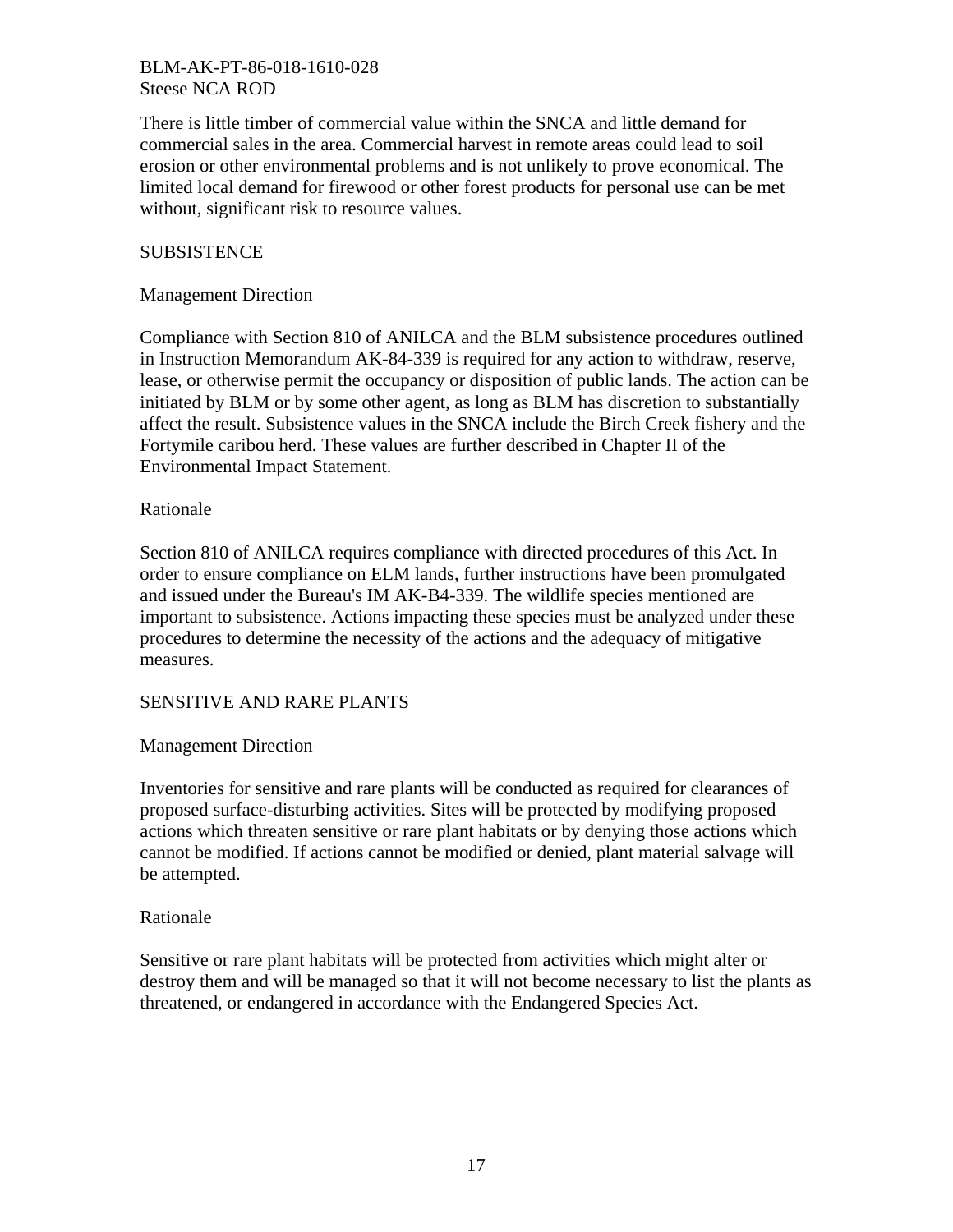There is little timber of commercial value within the SNCA and little demand for commercial sales in the area. Commercial harvest in remote areas could lead to soil erosion or other environmental problems and is not unlikely to prove economical. The limited local demand for firewood or other forest products for personal use can be met without, significant risk to resource values.

## SUBSISTENCE

### Management Direction

Compliance with Section 810 of ANILCA and the BLM subsistence procedures outlined in Instruction Memorandum AK-84-339 is required for any action to withdraw, reserve, lease, or otherwise permit the occupancy or disposition of public lands. The action can be initiated by BLM or by some other agent, as long as BLM has discretion to substantially affect the result. Subsistence values in the SNCA include the Birch Creek fishery and the Fortymile caribou herd. These values are further described in Chapter II of the Environmental Impact Statement.

### Rationale

Section 810 of ANILCA requires compliance with directed procedures of this Act. In order to ensure compliance on ELM lands, further instructions have been promulgated and issued under the Bureau's IM AK-B4-339. The wildlife species mentioned are important to subsistence. Actions impacting these species must be analyzed under these procedures to determine the necessity of the actions and the adequacy of mitigative measures.

## SENSITIVE AND RARE PLANTS

### Management Direction

Inventories for sensitive and rare plants will be conducted as required for clearances of proposed surface-disturbing activities. Sites will be protected by modifying proposed actions which threaten sensitive or rare plant habitats or by denying those actions which cannot be modified. If actions cannot be modified or denied, plant material salvage will be attempted.

### Rationale

Sensitive or rare plant habitats will be protected from activities which might alter or destroy them and will be managed so that it will not become necessary to list the plants as threatened, or endangered in accordance with the Endangered Species Act.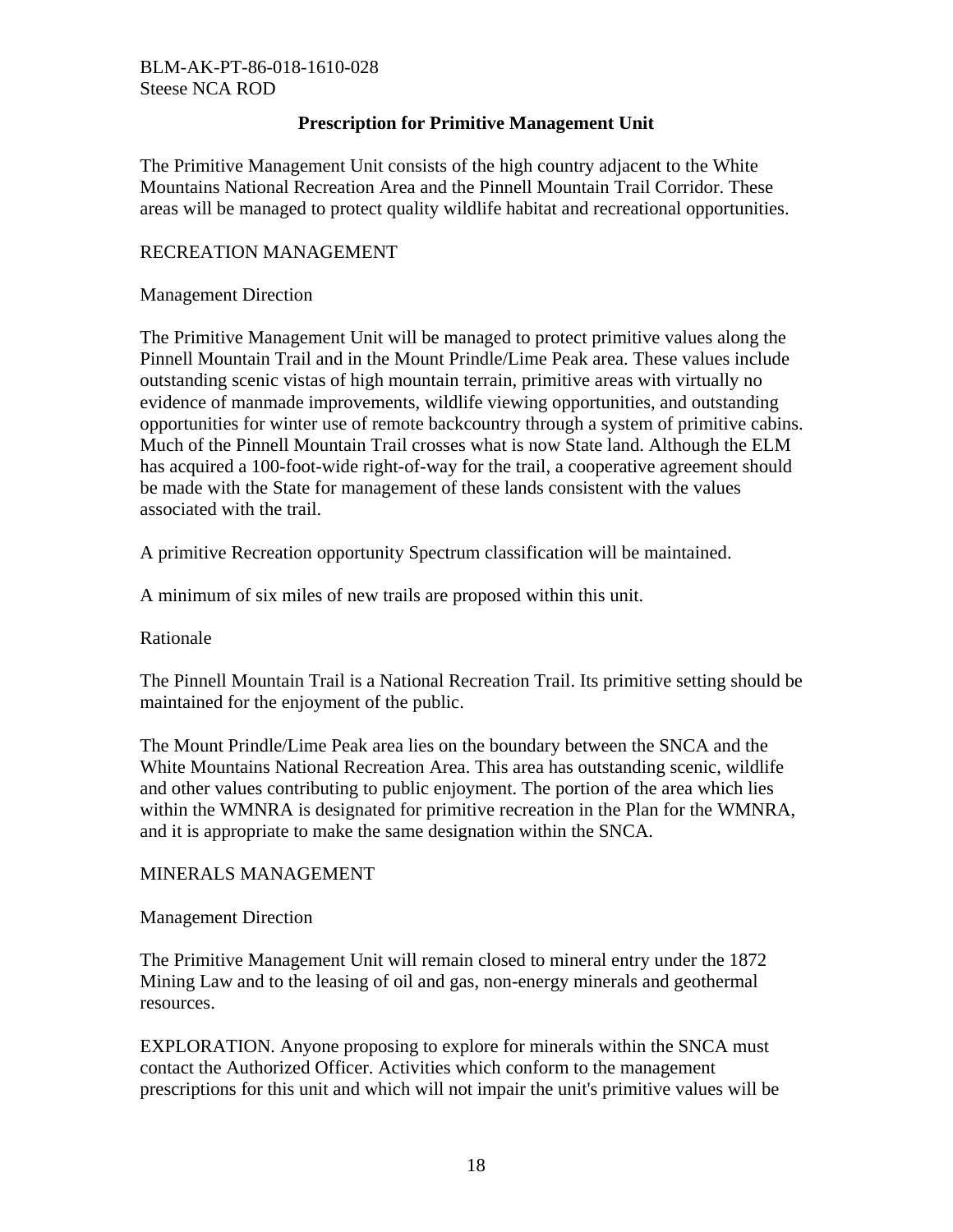## Prescription for Primitive Management Unit

The Primitive Management Unit consists of the high country adjacent to the White Mountains National Recreation Area and the Pinnell Mountain Trail Corridor. These areas will be managed to protect quality wildlife habitat and recreational opportunities.

### RECREATION MANAGEMENT

#### Management Direction

The Primitive Management Unit will be managed to protect primitive values along the Pinnell Mountain Trail and in the Mount Prindle/Lime Peak area. These values include outstanding scenic vistas of high mountain terrain, primitive areas with virtually no evidence of manmade improvements, wildlife viewing opportunities, and outstanding opportunities for winter use of remote backcountry through a system of primitive cabins. Much of the Pinnell Mountain Trail crosses what is now State land. Although the ELM has acquired a 100-foot-wide right-of-way for the trail, a cooperative agreement should be made with the State for management of these lands consistent with the values associated with the trail.

A primitive Recreation opportunity Spectrum classification will be maintained.

A minimum of six miles of new trails are proposed within this unit.

#### Rationale

The Pinnell Mountain Trail is a National Recreation Trail. Its primitive setting should be maintained for the enjoyment of the public.

The Mount Prindle/Lime Peak area lies on the boundary between the SNCA and the White Mountains National Recreation Area. This area has outstanding scenic, wildlife and other values contributing to public enjoyment. The portion of the area which lies within the WMNRA is designated for primitive recreation in the Plan for the WMNRA, and it is appropriate to make the same designation within the SNCA.

### MINERALS MANAGEMENT

#### Management Direction

The Primitive Management Unit will remain closed to mineral entry under the 1872 Mining Law and to the leasing of oil and gas, non-energy minerals and geothermal resources.

EXPLORATION. Anyone proposing to explore for minerals within the SNCA must contact the Authorized Officer. Activities which conform to the management prescriptions for this unit and which will not impair the unit's primitive values will be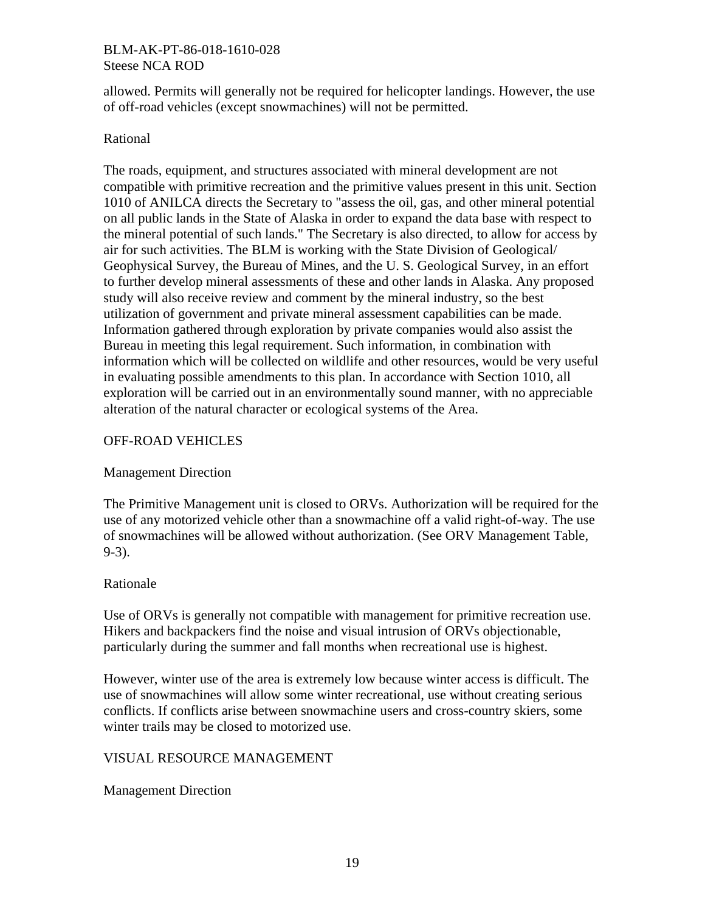allowed. Permits will generally not be required for helicopter landings. However, the use of off-road vehicles (except snowmachines) will not be permitted.

Rational

The roads, equipment, and structures associated with mineral development are not compatible with primitive recreation and the primitive values present in this unit. Section 1010 of ANILCA directs the Secretary to "assess the oil, gas, and other mineral potential on all public lands in the State of Alaska in order to expand the data base with respect to the mineral potential of such lands." The Secretary is also directed, to allow for access by air for such activities. The BLM is working with the State Division of Geological/ Geophysical Survey, the Bureau of Mines, and the U. S. Geological Survey, in an effort to further develop mineral assessments of these and other lands in Alaska. Any proposed study will also receive review and comment by the mineral industry, so the best utilization of government and private mineral assessment capabilities can be made. Information gathered through exploration by private companies would also assist the Bureau in meeting this legal requirement. Such information, in combination with information which will be collected on wildlife and other resources, would be very useful in evaluating possible amendments to this plan. In accordance with Section 1010, all exploration will be carried out in an environmentally sound manner, with no appreciable alteration of the natural character or ecological systems of the Area.

## OFF-ROAD VEHICLES

Management Direction

The Primitive Management unit is closed to ORVs. Authorization will be required for the use of any motorized vehicle other than a snowmachine off a valid right-of-way. The use of snowmachines will be allowed without authorization. (See ORV Management Table, 9-3).

Rationale

Use of ORVs is generally not compatible with management for primitive recreation use. Hikers and backpackers find the noise and visual intrusion of ORVs objectionable, particularly during the summer and fall months when recreational use is highest.

However, winter use of the area is extremely low because winter access is difficult. The use of snowmachines will allow some winter recreational, use without creating serious conflicts. If conflicts arise between snowmachine users and cross-country skiers, some winter trails may be closed to motorized use.

## VISUAL RESOURCE MANAGEMENT

Management Direction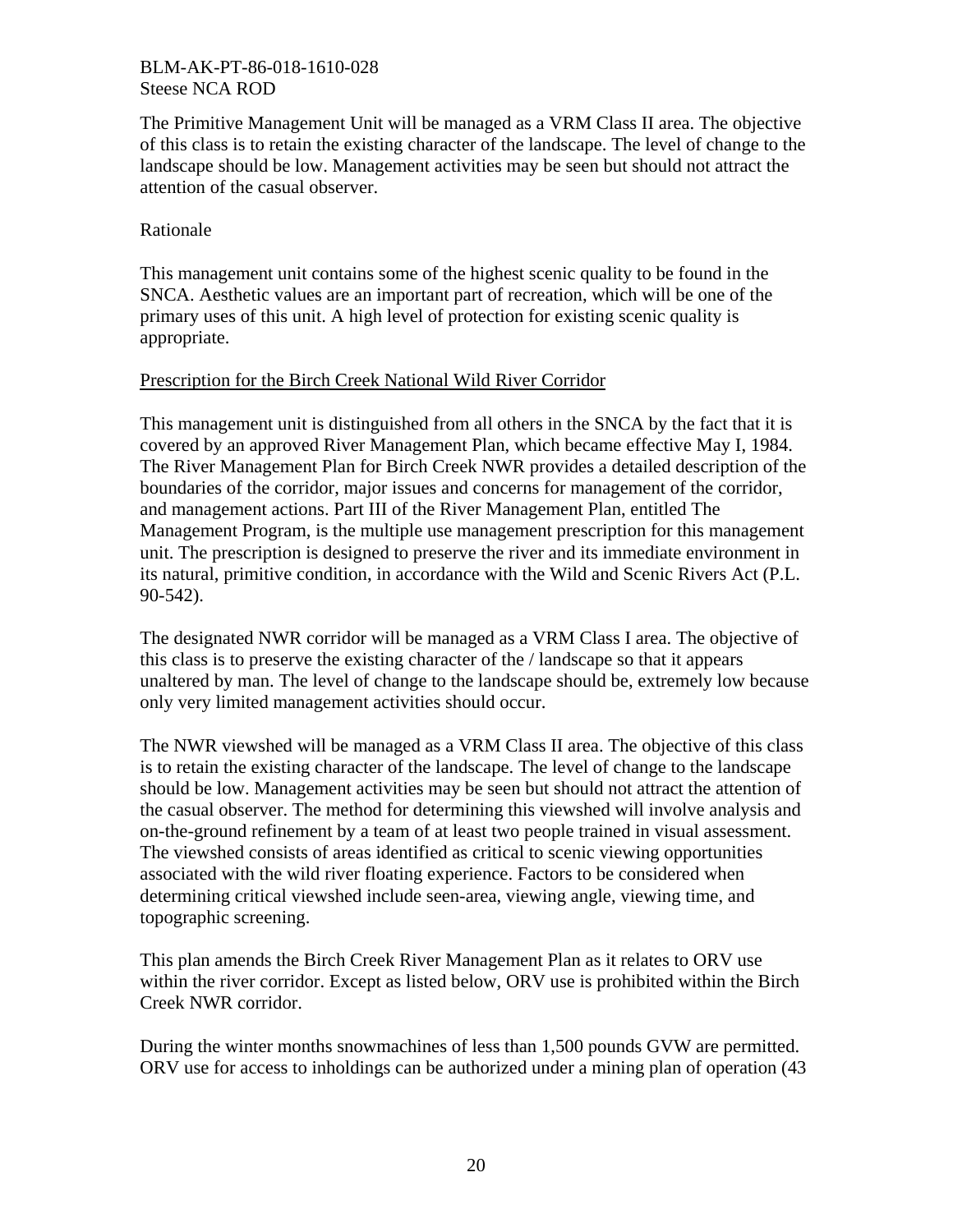The Primitive Management Unit will be managed as a VRM Class II area. The objective of this class is to retain the existing character of the landscape. The level of change to the landscape should be low. Management activities may be seen but should not attract the attention of the casual observer.

Rationale

This management unit contains some of the highest scenic quality to be found in the SNCA. Aesthetic values are an important part of recreation, which will be one of the primary uses of this unit. A high level of protection for existing scenic quality is appropriate.

<u>Prescription for the Birch Creek National Wild River Corridor</u>

This management unit is distinguished from all others in the SNCA by the fact that it is covered by an approved River Management Plan, which became effective May I, 1984. The River Management Plan for Birch Creek NWR provides a detailed description of the boundaries of the corridor, major issues and concerns for management of the corridor, and management actions. Part III of the River Management Plan, entitled The Management Program, is the multiple use management prescription for this management unit. The prescription is designed to preserve the river and its immediate environment in its natural, primitive condition, in accordance with the Wild and Scenic Rivers Act (P.L. 90-542).

The designated NWR corridor will be managed as a VRM Class I area. The objective of this class is to preserve the existing character of the / landscape so that it appears unaltered by man. The level of change to the landscape should be, extremely low because only very limited management activities should occur.

The NWR viewshed will be managed as a VRM Class II area. The objective of this class is to retain the existing character of the landscape. The level of change to the landscape should be low. Management activities may be seen but should not attract the attention of the casual observer. The method for determining this viewshed will involve analysis and on-the-ground refinement by a team of at least two people trained in visual assessment. The viewshed consists of areas identified as critical to scenic viewing opportunities associated with the wild river floating experience. Factors to be considered when determining critical viewshed include seen-area, viewing angle, viewing time, and topographic screening.

This plan amends the Birch Creek River Management Plan as it relates to ORV use within the river corridor. Except as listed below, ORV use is prohibited within the Birch Creek NWR corridor.

During the winter months snowmachines of less than 1,500 pounds GVW are permitted. ORV use for access to inholdings can be authorized under a mining plan of operation (43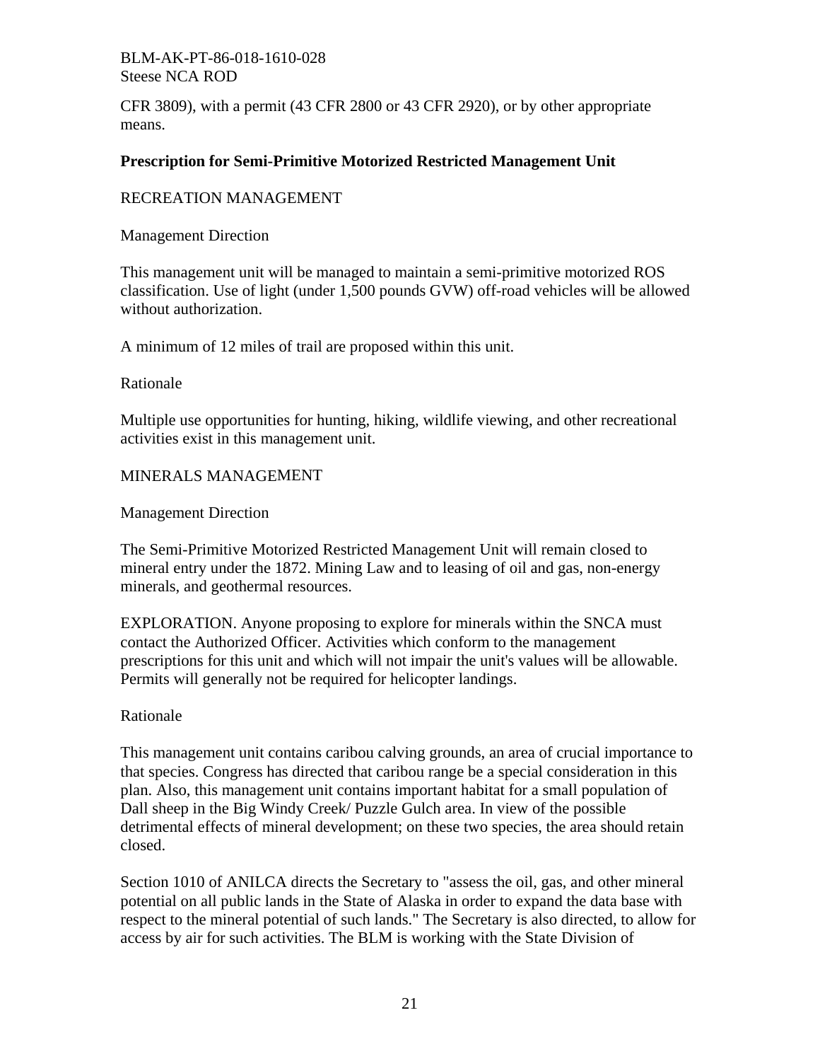CFR 3809), with a permit (43 CFR 2800 or 43 CFR 2920), or by other appropriate means.

**Prescription for Semi-Primitive Motorized Restricted Management Unit**

RECREATION MANAGEMENT

Management Direction

This management unit will be managed to maintain a semi-primitive motorized ROS classification. Use of light (under 1,500 pounds GVW) off-road vehicles will be allowed without authorization.

A minimum of 12 miles of trail are proposed within this unit.

Rationale

Multiple use opportunities for hunting, hiking, wildlife viewing, and other recreational activities exist in this management unit.

MINERALS MANAGEMENT

Management Direction

The Semi-Primitive Motorized Restricted Management Unit will remain closed to mineral entry under the 1872. Mining Law and to leasing of oil and gas, non-energy minerals, and geothermal resources.

EXPLORATION. Anyone proposing to explore for minerals within the SNCA must contact the Authorized Officer. Activities which conform to the management prescriptions for this unit and which will not impair the unit's values will be allowable. Permits will generally not be required for helicopter landings.

Rationale

This management unit contains caribou calving grounds, an area of crucial importance to that species. Congress has directed that caribou range be a special consideration in this plan. Also, this management unit contains important habitat for a small population of Dall sheep in the Big Windy Creek/ Puzzle Gulch area. In view of the possible detrimental effects of mineral development; on these two species, the area should retain closed.

Section 1010 of ANILCA directs the Secretary to "assess the oil, gas, and other mineral potential on all public lands in the State of Alaska in order to expand the data base with respect to the mineral potential of such lands." The Secretary is also directed, to allow for access by air for such activities. The BLM is working with the State Division of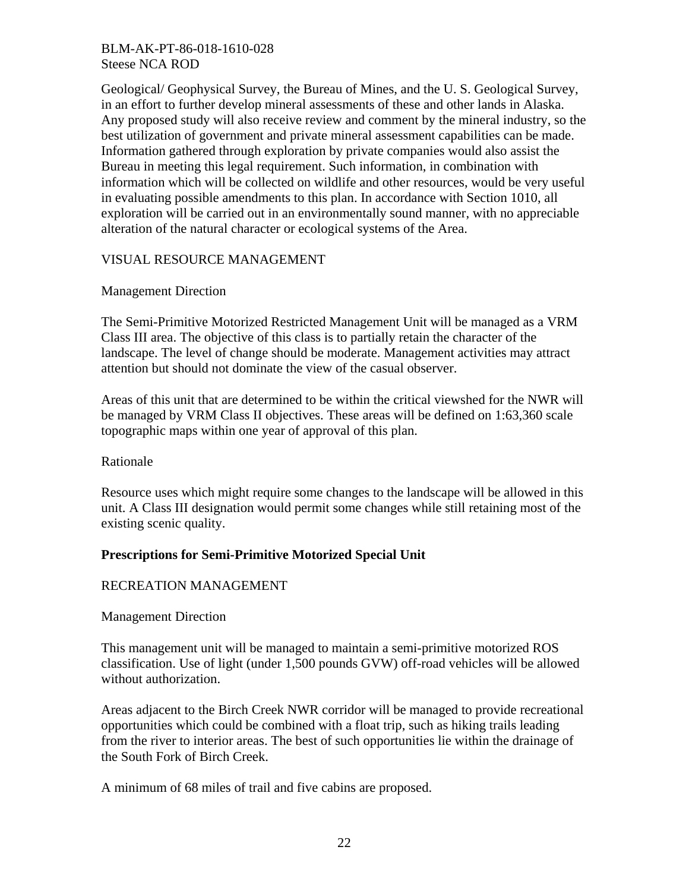Geological/ Geophysical Survey, the Bureau of Mines, and the U. S. Geological Survey, in an effort to further develop mineral assessments of these and other lands in Alaska. Any proposed study will also receive review and comment by the mineral industry, so the best utilization of government and private mineral assessment capabilities can be made. Information gathered through exploration by private companies would also assist the Bureau in meeting this legal requirement. Such information, in combination with information which will be collected on wildlife and other resources, would be very useful in evaluating possible amendments to this plan. In accordance with Section 1010, all exploration will be carried out in an environmentally sound manner, with no appreciable alteration of the natural character or ecological systems of the Area.

VISUAL RESOURCE MANAGEMENT

Management Direction

The Semi-Primitive Motorized Restricted Management Unit will be managed as a VRM Class III area. The objective of this class is to partially retain the character of the landscape. The level of change should be moderate. Management activities may attract attention but should not dominate the view of the casual observer.

Areas of this unit that are determined to be within the critical viewshed for the NWR will be managed by VRM Class II objectives. These areas will be defined on 1:63,360 scale topographic maps within one year of approval of this plan.

Rationale

Resource uses which might require some changes to the landscape will be allowed in this unit. A Class III designation would permit some changes while still retaining most of the existing scenic quality.

**Prescriptions for Semi-Primitive Motorized Special Unit**

RECREATION MANAGEMENT

Management Direction

This management unit will be managed to maintain a semi-primitive motorized ROS classification. Use of light (under 1,500 pounds GVW) off-road vehicles will be allowed without authorization.

Areas adjacent to the Birch Creek NWR corridor will be managed to provide recreational opportunities which could be combined with a float trip, such as hiking trails leading from the river to interior areas. The best of such opportunities lie within the drainage of the South Fork of Birch Creek.

A minimum of 68 miles of trail and five cabins are proposed.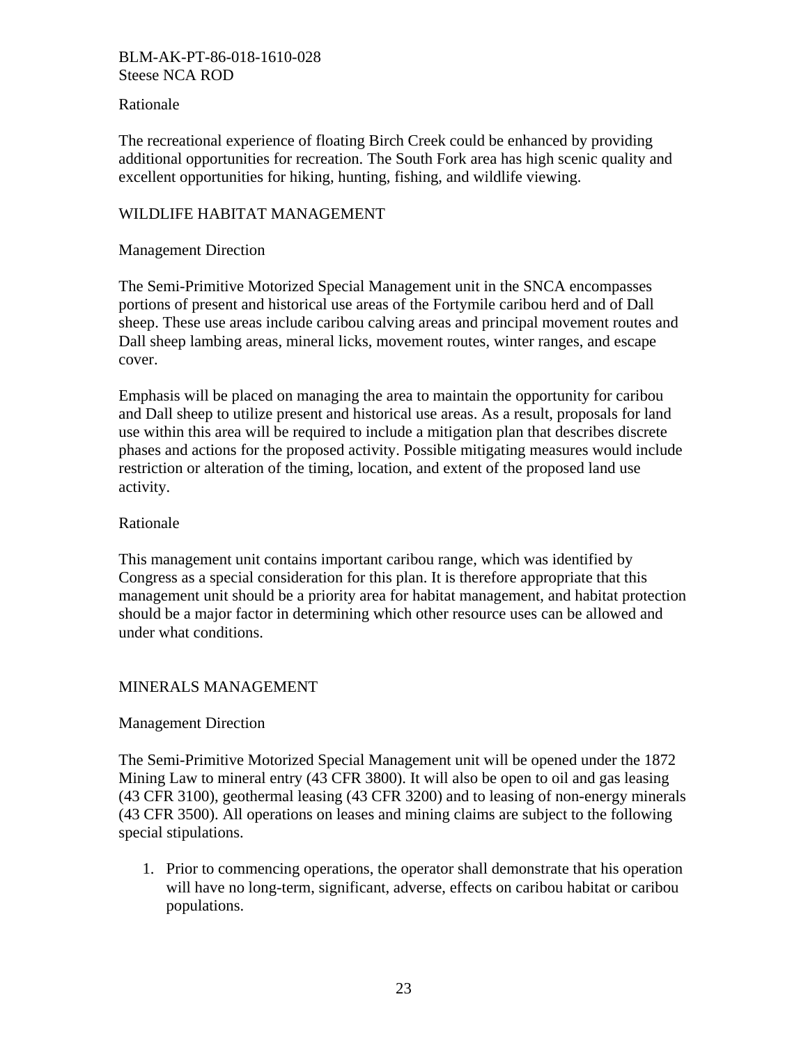Rationale

The recreational experience of floating Birch Creek could be enhanced by providing additional opportunities for recreation. The South Fork area has high scenic quality and excellent opportunities for hiking, hunting, fishing, and wildlife viewing.

## WILDLIFE HABITAT MANAGEMENT

Management Direction

The Semi-Primitive Motorized Special Management unit in the SNCA encompasses portions of present and historical use areas of the Fortymile caribou herd and of Dall sheep. These use areas include caribou calving areas and principal movement routes and Dall sheep lambing areas, mineral licks, movement routes, winter ranges, and escape cover.

Emphasis will be placed on managing the area to maintain the opportunity for caribou and Dall sheep to utilize present and historical use areas. As a result, proposals for land use within this area will be required to include a mitigation plan that describes discrete phases and actions for the proposed activity. Possible mitigating measures would include restriction or alteration of the timing, location, and extent of the proposed land use activity.

Rationale

This management unit contains important caribou range, which was identified by Congress as a special consideration for this plan. It is therefore appropriate that this management unit should be a priority area for habitat management, and habitat protection should be a major factor in determining which other resource uses can be allowed and under what conditions.

## MINERALS MANAGEMENT

Management Direction

The Semi-Primitive Motorized Special Management unit will be opened under the 1872 Mining Law to mineral entry (43 CFR 3800). It will also be open to oil and gas leasing (43 CFR 3100), geothermal leasing (43 CFR 3200) and to leasing of non-energy minerals (43 CFR 3500). All operations on leases and mining claims are subject to the following special stipulations.

1. Prior to commencing operations, the operator shall demonstrate that his operation will have no long-term, significant, adverse, effects on caribou habitat or caribou populations.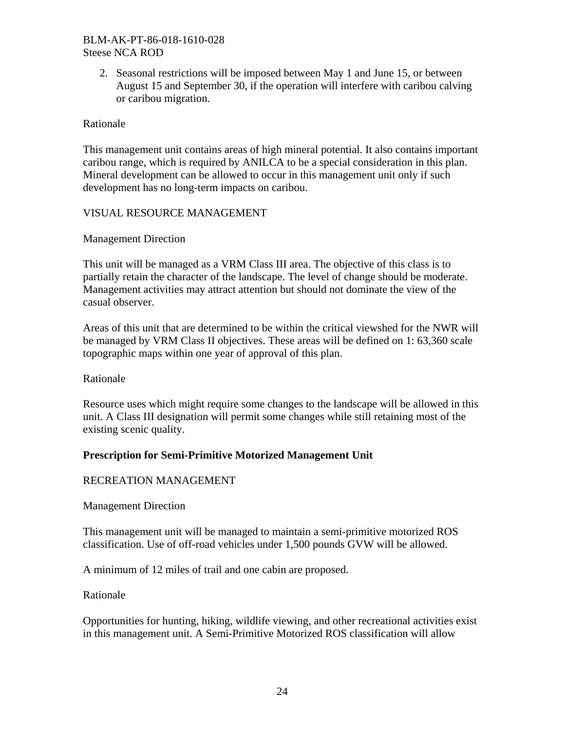2. Seasonal restrictions will be imposed between May 1 and June 15, or between August 15 and September 30, if the operation will interfere with caribou calving or caribou migration.

Rationale

This management unit contains areas of high mineral potential. It also contains important caribou range, which is required by ANILCA to be a special consideration in this plan. Mineral development can be allowed to occur in this management unit only if such development has no long-term impacts on caribou.

VISUAL RESOURCE MANAGEMENT

Management Direction

This unit will be managed as a VRM Class III area. The objective of this class is to partially retain the character of the landscape. The level of change should be moderate. Management activities may attract attention but should not dominate the view of the casual observer.

Areas of this unit that are determined to be within the critical viewshed for the NWR will be managed by VRM Class II objectives. These areas will be defined on 1: 63,360 scale topographic maps within one year of approval of this plan.

Rationale

Resource uses which might require some changes to the landscape will be allowed in this unit. A Class III designation will permit some changes while still retaining most of the existing scenic quality.

**Prescription for Semi-Primitive Motorized Management Unit**

RECREATION MANAGEMENT

Management Direction

This management unit will be managed to maintain a semi-primitive motorized ROS classification. Use of off-road vehicles under 1,500 pounds GVW will be allowed.

A minimum of 12 miles of trail and one cabin are proposed.

Rationale

Opportunities for hunting, hiking, wildlife viewing, and other recreational activities exist in this management unit. A Semi-Primitive Motorized ROS classification will allow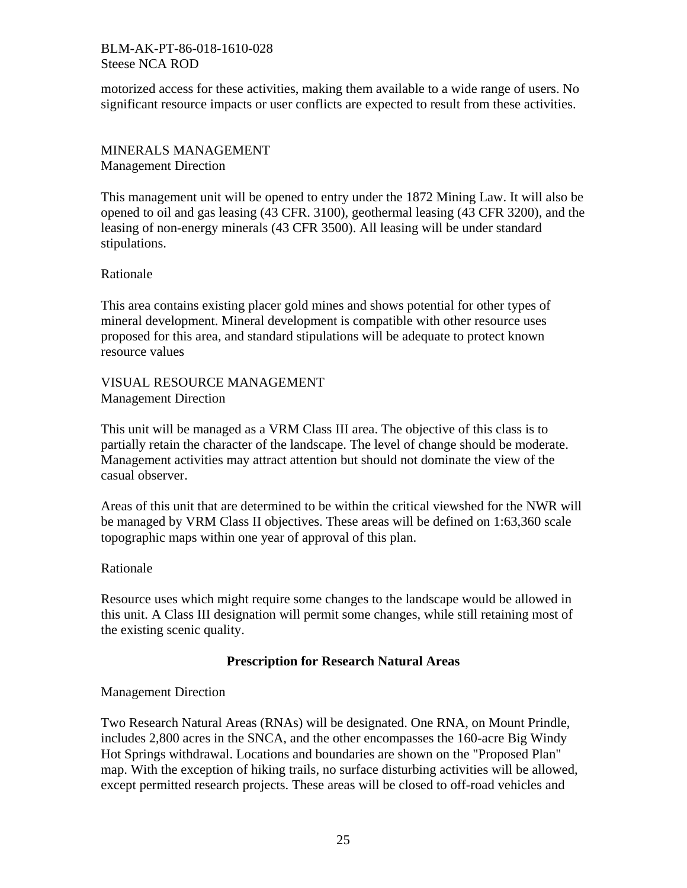motorized access for these activities, making them available to a wide range of users. No significant resource impacts or user conflicts are expected to result from these activities.

MINERALS MANAGEMENT
Management Direction

This management unit will be opened to entry under the 1872 Mining Law. It will also be opened to oil and gas leasing (43 CFR. 3100), geothermal leasing (43 CFR 3200), and the leasing of non-energy minerals (43 CFR 3500). All leasing will be under standard stipulations.

Rationale

This area contains existing placer gold mines and shows potential for other types of mineral development. Mineral development is compatible with other resource uses proposed for this area, and standard stipulations will be adequate to protect known resource values

VISUAL RESOURCE MANAGEMENT
Management Direction

This unit will be managed as a VRM Class III area. The objective of this class is to partially retain the character of the landscape. The level of change should be moderate. Management activities may attract attention but should not dominate the view of the casual observer.

Areas of this unit that are determined to be within the critical viewshed for the NWR will be managed by VRM Class II objectives. These areas will be defined on 1:63,360 scale topographic maps within one year of approval of this plan.

Rationale

Resource uses which might require some changes to the landscape would be allowed in this unit. A Class III designation will permit some changes, while still retaining most of the existing scenic quality.

## Prescription for Research Natural Areas

Management Direction

Two Research Natural Areas (RNAs) will be designated. One RNA, on Mount Prindle, includes 2,800 acres in the SNCA, and the other encompasses the 160-acre Big Windy Hot Springs withdrawal. Locations and boundaries are shown on the "Proposed Plan" map. With the exception of hiking trails, no surface disturbing activities will be allowed, except permitted research projects. These areas will be closed to off-road vehicles and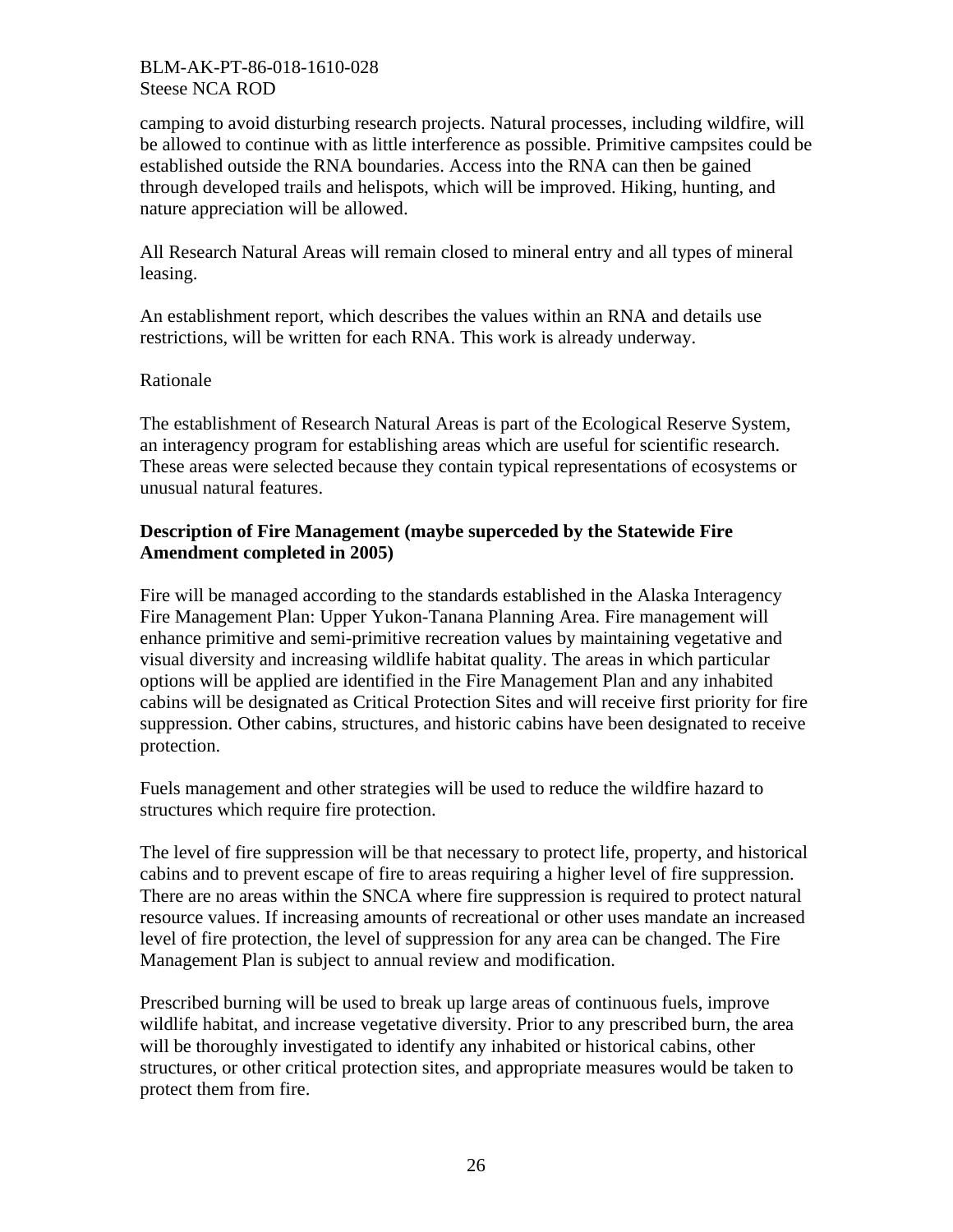camping to avoid disturbing research projects. Natural processes, including wildfire, will be allowed to continue with as little interference as possible. Primitive campsites could be established outside the RNA boundaries. Access into the RNA can then be gained through developed trails and helispots, which will be improved. Hiking, hunting, and nature appreciation will be allowed.

All Research Natural Areas will remain closed to mineral entry and all types of mineral leasing.

An establishment report, which describes the values within an RNA and details use restrictions, will be written for each RNA. This work is already underway.

Rationale

The establishment of Research Natural Areas is part of the Ecological Reserve System, an interagency program for establishing areas which are useful for scientific research. These areas were selected because they contain typical representations of ecosystems or unusual natural features.

**Description of Fire Management (maybe superceded by the Statewide Fire Amendment completed in 2005)**

Fire will be managed according to the standards established in the Alaska Interagency Fire Management Plan: Upper Yukon-Tanana Planning Area. Fire management will enhance primitive and semi-primitive recreation values by maintaining vegetative and visual diversity and increasing wildlife habitat quality. The areas in which particular options will be applied are identified in the Fire Management Plan and any inhabited cabins will be designated as Critical Protection Sites and will receive first priority for fire suppression. Other cabins, structures, and historic cabins have been designated to receive protection.

Fuels management and other strategies will be used to reduce the wildfire hazard to structures which require fire protection.

The level of fire suppression will be that necessary to protect life, property, and historical cabins and to prevent escape of fire to areas requiring a higher level of fire suppression. There are no areas within the SNCA where fire suppression is required to protect natural resource values. If increasing amounts of recreational or other uses mandate an increased level of fire protection, the level of suppression for any area can be changed. The Fire Management Plan is subject to annual review and modification.

Prescribed burning will be used to break up large areas of continuous fuels, improve wildlife habitat, and increase vegetative diversity. Prior to any prescribed burn, the area will be thoroughly investigated to identify any inhabited or historical cabins, other structures, or other critical protection sites, and appropriate measures would be taken to protect them from fire.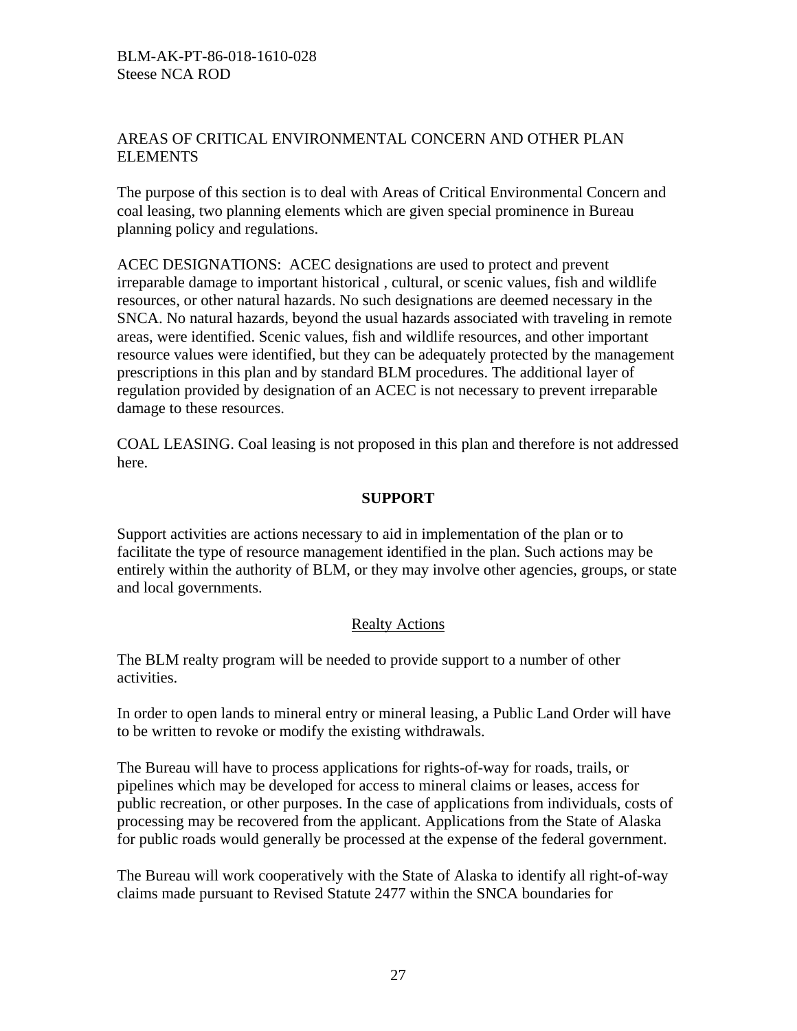AREAS OF CRITICAL ENVIRONMENTAL CONCERN AND OTHER PLAN ELEMENTS

The purpose of this section is to deal with Areas of Critical Environmental Concern and coal leasing, two planning elements which are given special prominence in Bureau planning policy and regulations.

ACEC DESIGNATIONS: ACEC designations are used to protect and prevent irreparable damage to important historical , cultural, or scenic values, fish and wildlife resources, or other natural hazards. No such designations are deemed necessary in the SNCA. No natural hazards, beyond the usual hazards associated with traveling in remote areas, were identified. Scenic values, fish and wildlife resources, and other important resource values were identified, but they can be adequately protected by the management prescriptions in this plan and by standard BLM procedures. The additional layer of regulation provided by designation of an ACEC is not necessary to prevent irreparable damage to these resources.

COAL LEASING. Coal leasing is not proposed in this plan and therefore is not addressed here.

## SUPPORT

Support activities are actions necessary to aid in implementation of the plan or to facilitate the type of resource management identified in the plan. Such actions may be entirely within the authority of BLM, or they may involve other agencies, groups, or state and local governments.

### Realty Actions

The BLM realty program will be needed to provide support to a number of other activities.

In order to open lands to mineral entry or mineral leasing, a Public Land Order will have to be written to revoke or modify the existing withdrawals.

The Bureau will have to process applications for rights-of-way for roads, trails, or pipelines which may be developed for access to mineral claims or leases, access for public recreation, or other purposes. In the case of applications from individuals, costs of processing may be recovered from the applicant. Applications from the State of Alaska for public roads would generally be processed at the expense of the federal government.

The Bureau will work cooperatively with the State of Alaska to identify all right-of-way claims made pursuant to Revised Statute 2477 within the SNCA boundaries for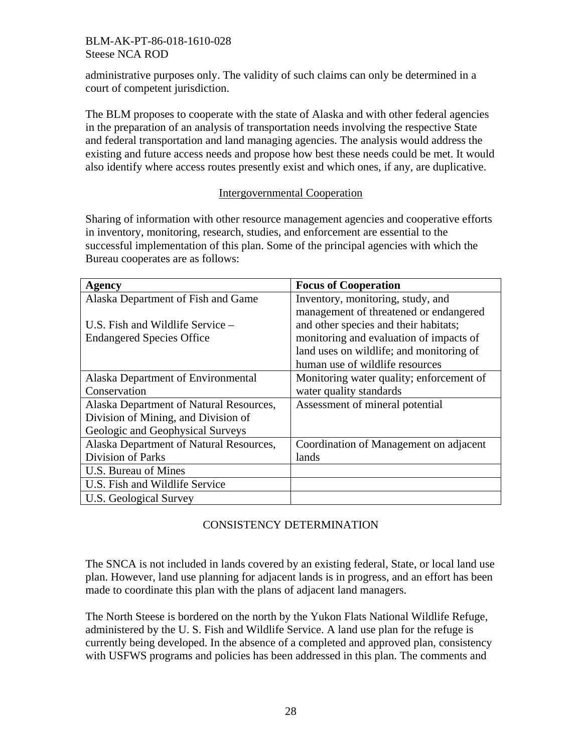administrative purposes only. The validity of such claims can only be determined in a court of competent jurisdiction.

The BLM proposes to cooperate with the state of Alaska and with other federal agencies in the preparation of an analysis of transportation needs involving the respective State and federal transportation and land managing agencies. The analysis would address the existing and future access needs and propose how best these needs could be met. It would also identify where access routes presently exist and which ones, if any, are duplicative.

### Intergovernmental Cooperation

Sharing of information with other resource management agencies and cooperative efforts in inventory, monitoring, research, studies, and enforcement are essential to the successful implementation of this plan. Some of the principal agencies with which the Bureau cooperates are as follows:

| Agency | Focus of Cooperation |
|---|---|
| Alaska Department of Fish and Game<br><br>U.S. Fish and Wildlife Service – Endangered Species Office | Inventory, monitoring, study, and management of threatened or endangered and other species and their habitats; monitoring and evaluation of impacts of land uses on wildlife; and monitoring of human use of wildlife resources |
| Alaska Department of Environmental Conservation | Monitoring water quality; enforcement of water quality standards |
| Alaska Department of Natural Resources, Division of Mining, and Division of Geologic and Geophysical Surveys | Assessment of mineral potential |
| Alaska Department of Natural Resources, Division of Parks | Coordination of Management on adjacent lands |
| U.S. Bureau of Mines | |
| U.S. Fish and Wildlife Service | |
| U.S. Geological Survey | |

## CONSISTENCY DETERMINATION

The SNCA is not included in lands covered by an existing federal, State, or local land use plan. However, land use planning for adjacent lands is in progress, and an effort has been made to coordinate this plan with the plans of adjacent land managers.

The North Steese is bordered on the north by the Yukon Flats National Wildlife Refuge, administered by the U. S. Fish and Wildlife Service. A land use plan for the refuge is currently being developed. In the absence of a completed and approved plan, consistency with USFWS programs and policies has been addressed in this plan. The comments and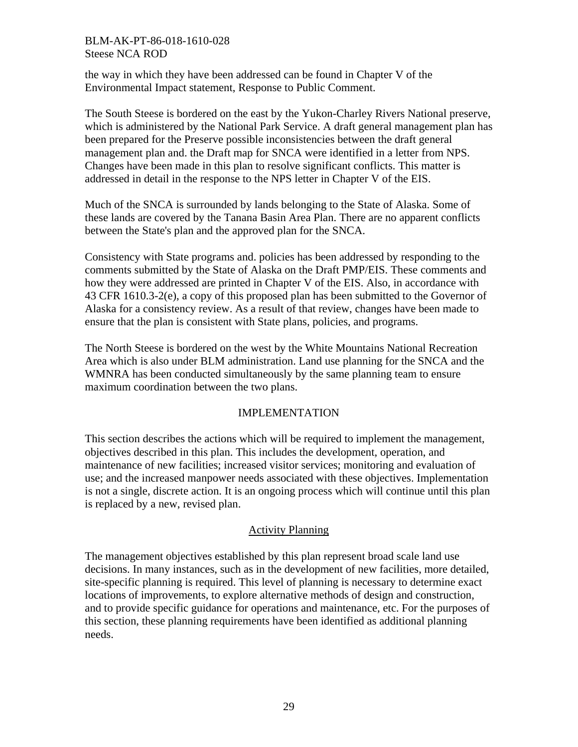the way in which they have been addressed can be found in Chapter V of the Environmental Impact statement, Response to Public Comment.

The South Steese is bordered on the east by the Yukon-Charley Rivers National preserve, which is administered by the National Park Service. A draft general management plan has been prepared for the Preserve possible inconsistencies between the draft general management plan and. the Draft map for SNCA were identified in a letter from NPS. Changes have been made in this plan to resolve significant conflicts. This matter is addressed in detail in the response to the NPS letter in Chapter V of the EIS.

Much of the SNCA is surrounded by lands belonging to the State of Alaska. Some of these lands are covered by the Tanana Basin Area Plan. There are no apparent conflicts between the State's plan and the approved plan for the SNCA.

Consistency with State programs and. policies has been addressed by responding to the comments submitted by the State of Alaska on the Draft PMP/EIS. These comments and how they were addressed are printed in Chapter V of the EIS. Also, in accordance with 43 CFR 1610.3-2(e), a copy of this proposed plan has been submitted to the Governor of Alaska for a consistency review. As a result of that review, changes have been made to ensure that the plan is consistent with State plans, policies, and programs.

The North Steese is bordered on the west by the White Mountains National Recreation Area which is also under BLM administration. Land use planning for the SNCA and the WMNRA has been conducted simultaneously by the same planning team to ensure maximum coordination between the two plans.

## IMPLEMENTATION

This section describes the actions which will be required to implement the management, objectives described in this plan. This includes the development, operation, and maintenance of new facilities; increased visitor services; monitoring and evaluation of use; and the increased manpower needs associated with these objectives. Implementation is not a single, discrete action. It is an ongoing process which will continue until this plan is replaced by a new, revised plan.

### Activity Planning

The management objectives established by this plan represent broad scale land use decisions. In many instances, such as in the development of new facilities, more detailed, site-specific planning is required. This level of planning is necessary to determine exact locations of improvements, to explore alternative methods of design and construction, and to provide specific guidance for operations and maintenance, etc. For the purposes of this section, these planning requirements have been identified as additional planning needs.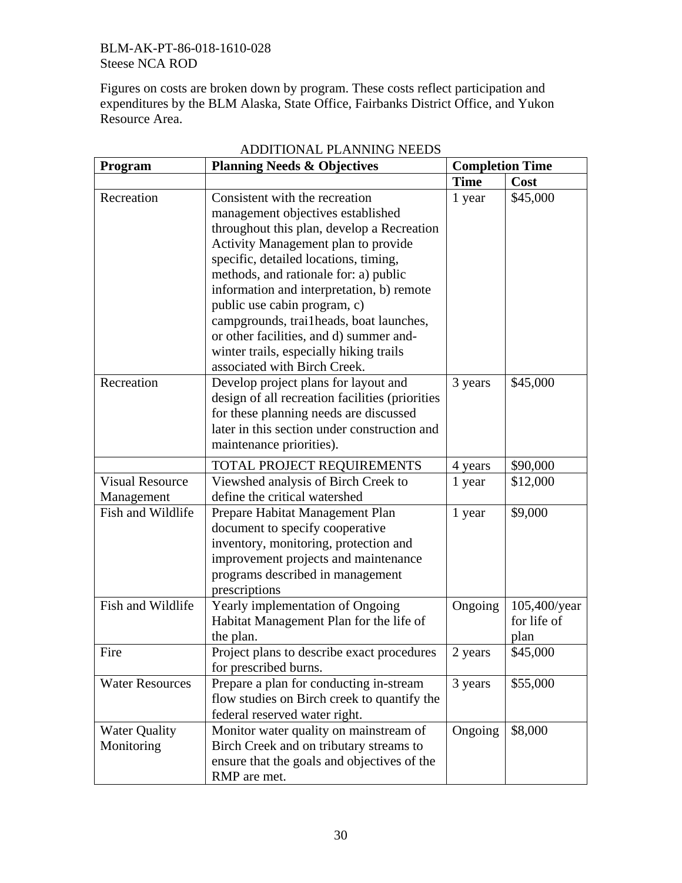Figures on costs are broken down by program. These costs reflect participation and expenditures by the BLM Alaska, State Office, Fairbanks District Office, and Yukon Resource Area.

ADDITIONAL PLANNING NEEDS

| **Program** | **Planning Needs & Objectives** | **Completion Time** | |
|---|---|---|---|
| | | **Time** | **Cost** |
| Recreation | Consistent with the recreation management objectives established throughout this plan, develop a Recreation Activity Management plan to provide specific, detailed locations, timing, methods, and rationale for: a) public information and interpretation, b) remote public use cabin program, c) campgrounds, trai1heads, boat launches, or other facilities, and d) summer and-winter trails, especially hiking trails associated with Birch Creek. | 1 year | \$45,000 |
| Recreation | Develop project plans for layout and design of all recreation facilities (priorities for these planning needs are discussed later in this section under construction and maintenance priorities). | 3 years | \$45,000 |
| | TOTAL PROJECT REQUIREMENTS | 4 years | \$90,000 |
| Visual Resource Management | Viewshed analysis of Birch Creek to define the critical watershed | 1 year | \$12,000 |
| Fish and Wildlife | Prepare Habitat Management Plan document to specify cooperative inventory, monitoring, protection and improvement projects and maintenance programs described in management prescriptions | 1 year | \$9,000 |
| Fish and Wildlife | Yearly implementation of Ongoing Habitat Management Plan for the life of the plan. | Ongoing | 105,400/year for life of plan |
| Fire | Project plans to describe exact procedures for prescribed burns. | 2 years | \$45,000 |
| Water Resources | Prepare a plan for conducting in-stream flow studies on Birch creek to quantify the federal reserved water right. | 3 years | \$55,000 |
| Water Quality Monitoring | Monitor water quality on mainstream of Birch Creek and on tributary streams to ensure that the goals and objectives of the RMP are met. | Ongoing | \$8,000 |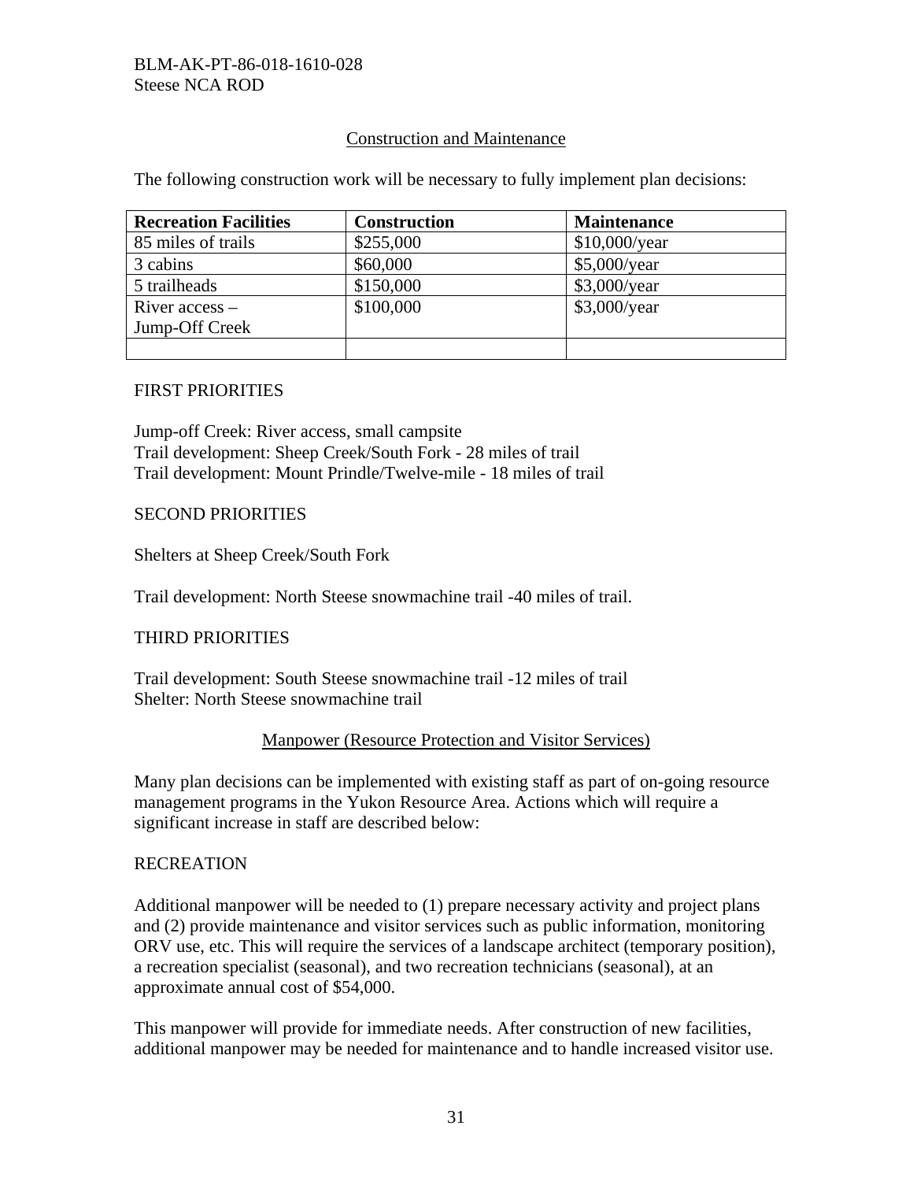## Construction and Maintenance

The following construction work will be necessary to fully implement plan decisions:

| Recreation Facilities | Construction | Maintenance |
| --- | --- | --- |
| 85 miles of trails | $255,000 | $10,000/year |
| 3 cabins | $60,000 | $5,000/year |
| 5 trailheads | $150,000 | $3,000/year |
| River access – Jump-Off Creek | $100,000 | $3,000/year |
| | | |

FIRST PRIORITIES

Jump-off Creek: River access, small campsite
Trail development: Sheep Creek/South Fork - 28 miles of trail
Trail development: Mount Prindle/Twelve-mile - 18 miles of trail

SECOND PRIORITIES

Shelters at Sheep Creek/South Fork

Trail development: North Steese snowmachine trail -40 miles of trail.

THIRD PRIORITIES

Trail development: South Steese snowmachine trail -12 miles of trail
Shelter: North Steese snowmachine trail

## Manpower (Resource Protection and Visitor Services)

Many plan decisions can be implemented with existing staff as part of on-going resource management programs in the Yukon Resource Area. Actions which will require a significant increase in staff are described below:

RECREATION

Additional manpower will be needed to (1) prepare necessary activity and project plans and (2) provide maintenance and visitor services such as public information, monitoring ORV use, etc. This will require the services of a landscape architect (temporary position), a recreation specialist (seasonal), and two recreation technicians (seasonal), at an approximate annual cost of $54,000.

This manpower will provide for immediate needs. After construction of new facilities, additional manpower may be needed for maintenance and to handle increased visitor use.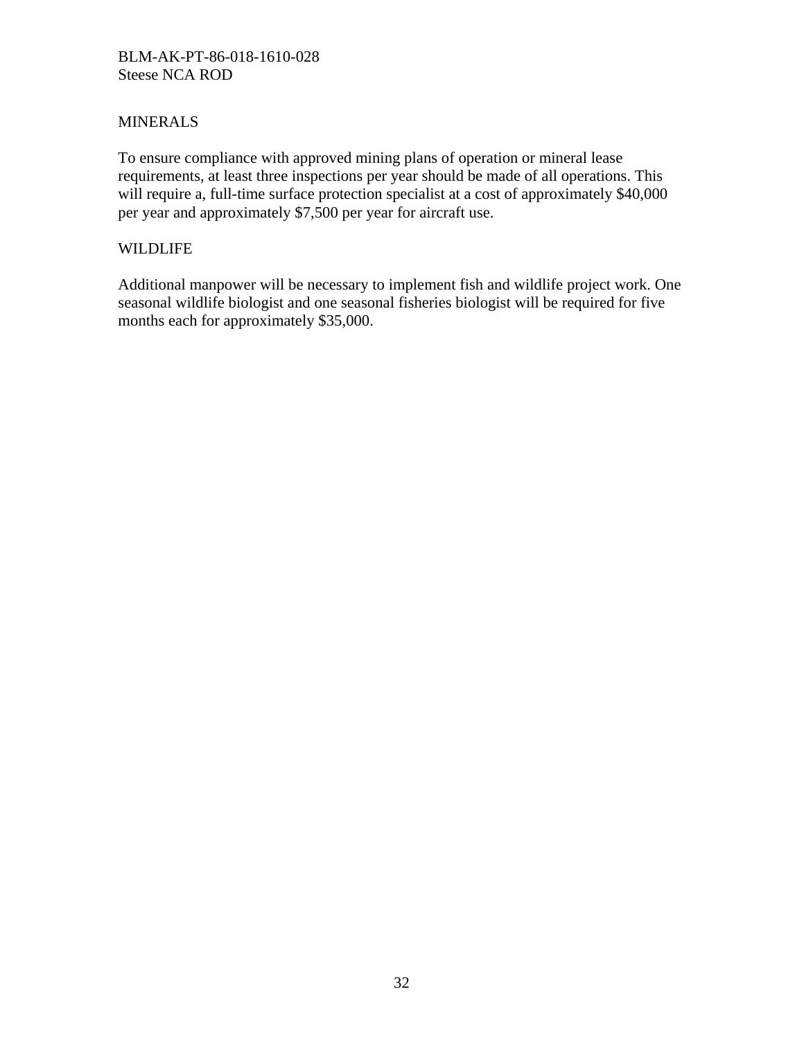## MINERALS

To ensure compliance with approved mining plans of operation or mineral lease requirements, at least three inspections per year should be made of all operations. This will require a, full-time surface protection specialist at a cost of approximately $40,000 per year and approximately $7,500 per year for aircraft use.

## WILDLIFE

Additional manpower will be necessary to implement fish and wildlife project work. One seasonal wildlife biologist and one seasonal fisheries biologist will be required for five months each for approximately $35,000.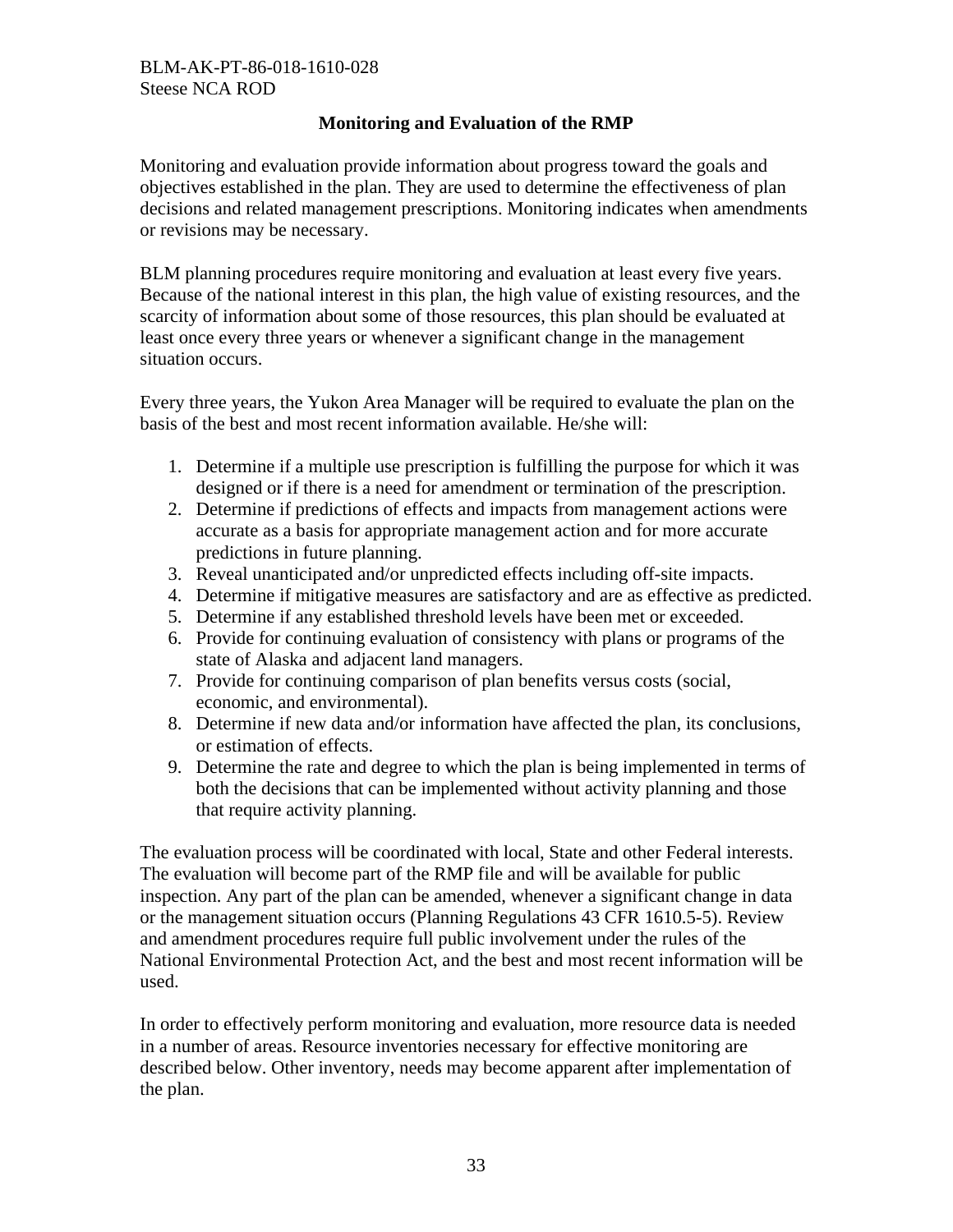## Monitoring and Evaluation of the RMP

Monitoring and evaluation provide information about progress toward the goals and objectives established in the plan. They are used to determine the effectiveness of plan decisions and related management prescriptions. Monitoring indicates when amendments or revisions may be necessary.

BLM planning procedures require monitoring and evaluation at least every five years. Because of the national interest in this plan, the high value of existing resources, and the scarcity of information about some of those resources, this plan should be evaluated at least once every three years or whenever a significant change in the management situation occurs.

Every three years, the Yukon Area Manager will be required to evaluate the plan on the basis of the best and most recent information available. He/she will:

1. Determine if a multiple use prescription is fulfilling the purpose for which it was designed or if there is a need for amendment or termination of the prescription.
2. Determine if predictions of effects and impacts from management actions were accurate as a basis for appropriate management action and for more accurate predictions in future planning.
3. Reveal unanticipated and/or unpredicted effects including off-site impacts.
4. Determine if mitigative measures are satisfactory and are as effective as predicted.
5. Determine if any established threshold levels have been met or exceeded.
6. Provide for continuing evaluation of consistency with plans or programs of the state of Alaska and adjacent land managers.
7. Provide for continuing comparison of plan benefits versus costs (social, economic, and environmental).
8. Determine if new data and/or information have affected the plan, its conclusions, or estimation of effects.
9. Determine the rate and degree to which the plan is being implemented in terms of both the decisions that can be implemented without activity planning and those that require activity planning.

The evaluation process will be coordinated with local, State and other Federal interests. The evaluation will become part of the RMP file and will be available for public inspection. Any part of the plan can be amended, whenever a significant change in data or the management situation occurs (Planning Regulations 43 CFR 1610.5-5). Review and amendment procedures require full public involvement under the rules of the National Environmental Protection Act, and the best and most recent information will be used.

In order to effectively perform monitoring and evaluation, more resource data is needed in a number of areas. Resource inventories necessary for effective monitoring are described below. Other inventory, needs may become apparent after implementation of the plan.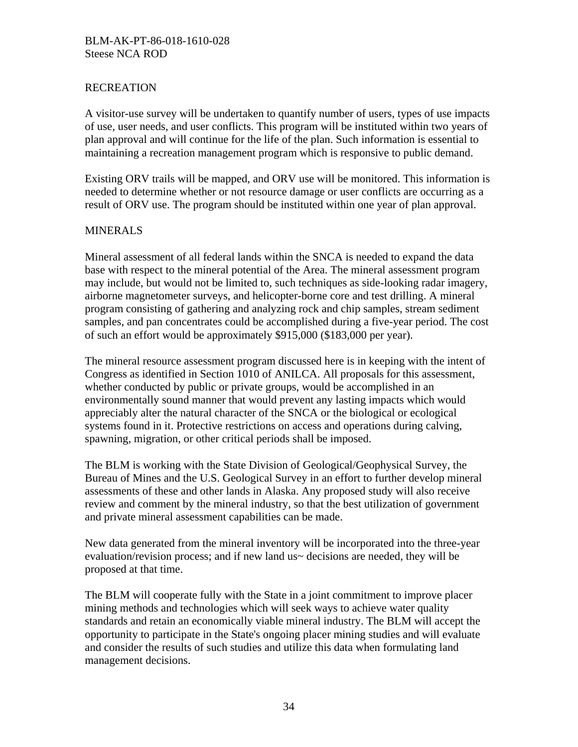## RECREATION

A visitor-use survey will be undertaken to quantify number of users, types of use impacts of use, user needs, and user conflicts. This program will be instituted within two years of plan approval and will continue for the life of the plan. Such information is essential to maintaining a recreation management program which is responsive to public demand.

Existing ORV trails will be mapped, and ORV use will be monitored. This information is needed to determine whether or not resource damage or user conflicts are occurring as a result of ORV use. The program should be instituted within one year of plan approval.

## MINERALS

Mineral assessment of all federal lands within the SNCA is needed to expand the data base with respect to the mineral potential of the Area. The mineral assessment program may include, but would not be limited to, such techniques as side-looking radar imagery, airborne magnetometer surveys, and helicopter-borne core and test drilling. A mineral program consisting of gathering and analyzing rock and chip samples, stream sediment samples, and pan concentrates could be accomplished during a five-year period. The cost of such an effort would be approximately $915,000 ($183,000 per year).

The mineral resource assessment program discussed here is in keeping with the intent of Congress as identified in Section 1010 of ANILCA. All proposals for this assessment, whether conducted by public or private groups, would be accomplished in an environmentally sound manner that would prevent any lasting impacts which would appreciably alter the natural character of the SNCA or the biological or ecological systems found in it. Protective restrictions on access and operations during calving, spawning, migration, or other critical periods shall be imposed.

The BLM is working with the State Division of Geological/Geophysical Survey, the Bureau of Mines and the U.S. Geological Survey in an effort to further develop mineral assessments of these and other lands in Alaska. Any proposed study will also receive review and comment by the mineral industry, so that the best utilization of government and private mineral assessment capabilities can be made.

New data generated from the mineral inventory will be incorporated into the three-year evaluation/revision process; and if new land us~ decisions are needed, they will be proposed at that time.

The BLM will cooperate fully with the State in a joint commitment to improve placer mining methods and technologies which will seek ways to achieve water quality standards and retain an economically viable mineral industry. The BLM will accept the opportunity to participate in the State's ongoing placer mining studies and will evaluate and consider the results of such studies and utilize this data when formulating land management decisions.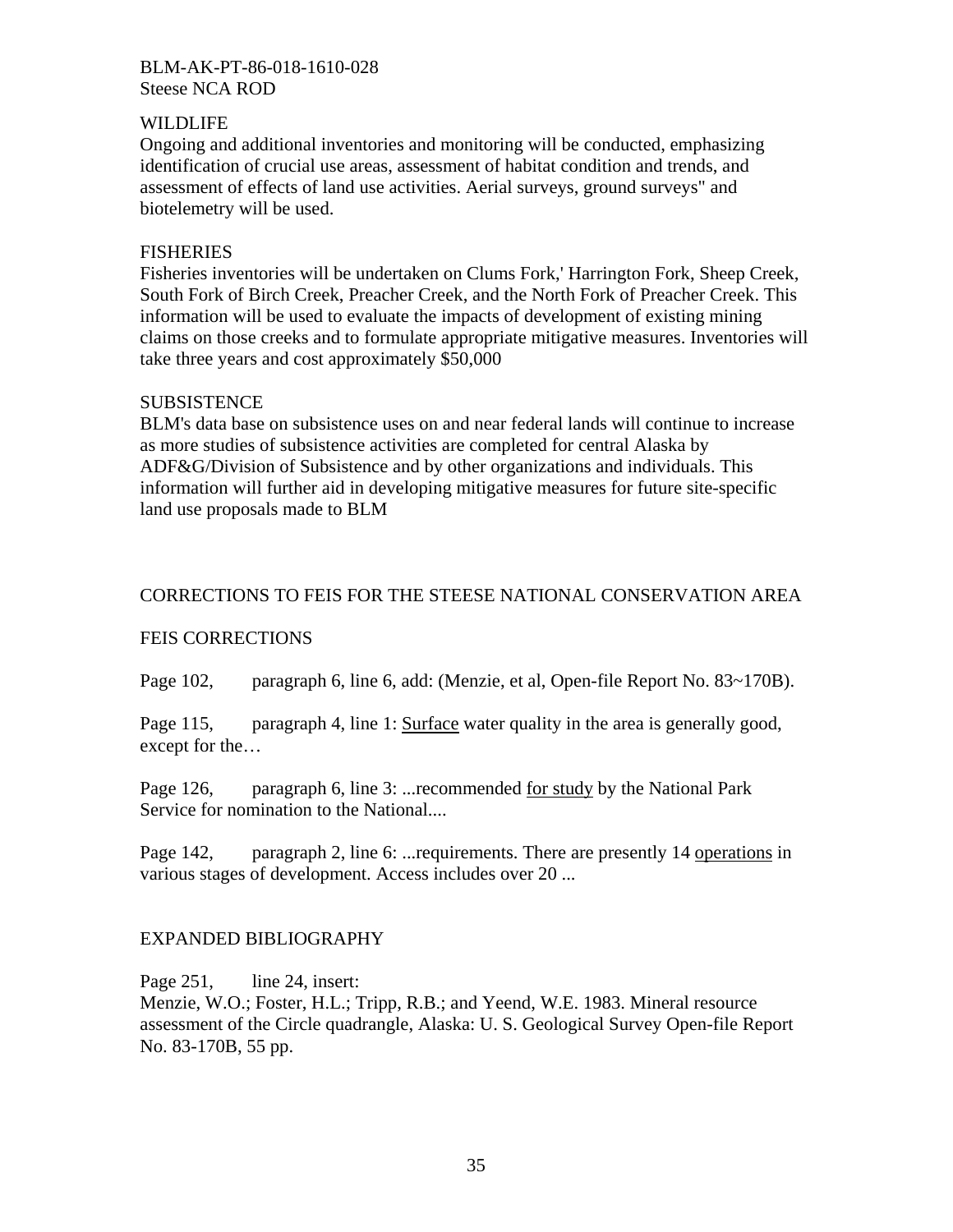BLM-AK-PT-86-018-1610-028
Steese NCA ROD

WILDLIFE

Ongoing and additional inventories and monitoring will be conducted, emphasizing identification of crucial use areas, assessment of habitat condition and trends, and assessment of effects of land use activities. Aerial surveys, ground surveys" and biotelemetry will be used.

FISHERIES

Fisheries inventories will be undertaken on Clums Fork,' Harrington Fork, Sheep Creek, South Fork of Birch Creek, Preacher Creek, and the North Fork of Preacher Creek. This information will be used to evaluate the impacts of development of existing mining claims on those creeks and to formulate appropriate mitigative measures. Inventories will take three years and cost approximately $50,000

SUBSISTENCE

BLM's data base on subsistence uses on and near federal lands will continue to increase as more studies of subsistence activities are completed for central Alaska by ADF&G/Division of Subsistence and by other organizations and individuals. This information will further aid in developing mitigative measures for future site-specific land use proposals made to BLM

CORRECTIONS TO FEIS FOR THE STEESE NATIONAL CONSERVATION AREA

FEIS CORRECTIONS

Page 102, paragraph 6, line 6, add: (Menzie, et al, Open-file Report No. 83~170B).

Page 115, paragraph 4, line 1: <u>Surface</u> water quality in the area is generally good, except for the…

Page 126, paragraph 6, line 3: ...recommended <u>for study</u> by the National Park Service for nomination to the National....

Page 142, paragraph 2, line 6: ...requirements. There are presently 14 <u>operations</u> in various stages of development. Access includes over 20 ...

EXPANDED BIBLIOGRAPHY

Page 251, line 24, insert:
Menzie, W.O.; Foster, H.L.; Tripp, R.B.; and Yeend, W.E. 1983. Mineral resource assessment of the Circle quadrangle, Alaska: U. S. Geological Survey Open-file Report No. 83-170B, 55 pp.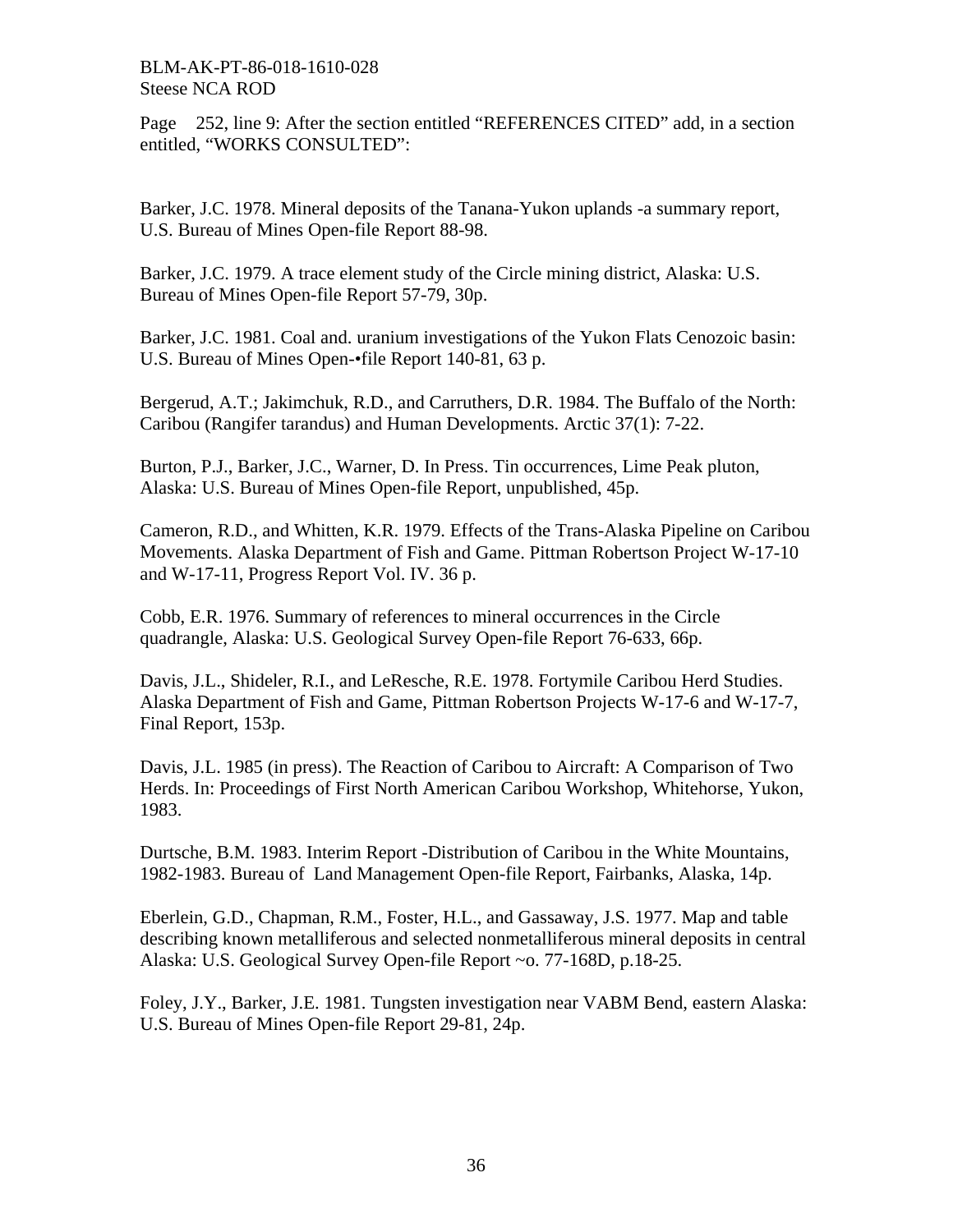Page 252, line 9: After the section entitled "REFERENCES CITED" add, in a section entitled, "WORKS CONSULTED":

Barker, J.C. 1978. Mineral deposits of the Tanana-Yukon uplands -a summary report, U.S. Bureau of Mines Open-file Report 88-98.

Barker, J.C. 1979. A trace element study of the Circle mining district, Alaska: U.S. Bureau of Mines Open-file Report 57-79, 30p.

Barker, J.C. 1981. Coal and. uranium investigations of the Yukon Flats Cenozoic basin: U.S. Bureau of Mines Open-•file Report 140-81, 63 p.

Bergerud, A.T.; Jakimchuk, R.D., and Carruthers, D.R. 1984. The Buffalo of the North: Caribou (Rangifer tarandus) and Human Developments. Arctic 37(1): 7-22.

Burton, P.J., Barker, J.C., Warner, D. In Press. Tin occurrences, Lime Peak pluton, Alaska: U.S. Bureau of Mines Open-file Report, unpublished, 45p.

Cameron, R.D., and Whitten, K.R. 1979. Effects of the Trans-Alaska Pipeline on Caribou Movements. Alaska Department of Fish and Game. Pittman Robertson Project W-17-10 and W-17-11, Progress Report Vol. IV. 36 p.

Cobb, E.R. 1976. Summary of references to mineral occurrences in the Circle quadrangle, Alaska: U.S. Geological Survey Open-file Report 76-633, 66p.

Davis, J.L., Shideler, R.I., and LeResche, R.E. 1978. Fortymile Caribou Herd Studies. Alaska Department of Fish and Game, Pittman Robertson Projects W-17-6 and W-17-7, Final Report, 153p.

Davis, J.L. 1985 (in press). The Reaction of Caribou to Aircraft: A Comparison of Two Herds. In: Proceedings of First North American Caribou Workshop, Whitehorse, Yukon, 1983.

Durtsche, B.M. 1983. Interim Report -Distribution of Caribou in the White Mountains, 1982-1983. Bureau of Land Management Open-file Report, Fairbanks, Alaska, 14p.

Eberlein, G.D., Chapman, R.M., Foster, H.L., and Gassaway, J.S. 1977. Map and table describing known metalliferous and selected nonmetalliferous mineral deposits in central Alaska: U.S. Geological Survey Open-file Report ~o. 77-168D, p.18-25.

Foley, J.Y., Barker, J.E. 1981. Tungsten investigation near VABM Bend, eastern Alaska: U.S. Bureau of Mines Open-file Report 29-81, 24p.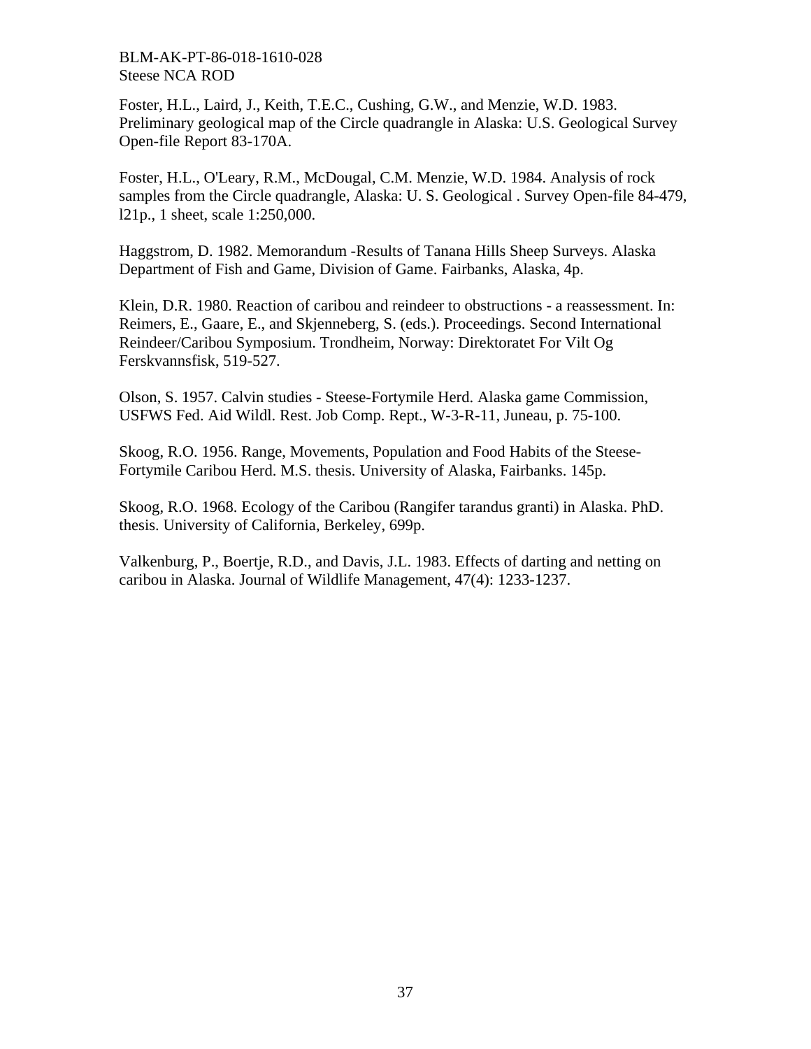Foster, H.L., Laird, J., Keith, T.E.C., Cushing, G.W., and Menzie, W.D. 1983. Preliminary geological map of the Circle quadrangle in Alaska: U.S. Geological Survey Open-file Report 83-170A.

Foster, H.L., O'Leary, R.M., McDougal, C.M. Menzie, W.D. 1984. Analysis of rock samples from the Circle quadrangle, Alaska: U. S. Geological . Survey Open-file 84-479, l21p., 1 sheet, scale 1:250,000.

Haggstrom, D. 1982. Memorandum -Results of Tanana Hills Sheep Surveys. Alaska Department of Fish and Game, Division of Game. Fairbanks, Alaska, 4p.

Klein, D.R. 1980. Reaction of caribou and reindeer to obstructions - a reassessment. In: Reimers, E., Gaare, E., and Skjenneberg, S. (eds.). Proceedings. Second International Reindeer/Caribou Symposium. Trondheim, Norway: Direktoratet For Vilt Og Ferskvannsfisk, 519-527.

Olson, S. 1957. Calvin studies - Steese-Fortymile Herd. Alaska game Commission, USFWS Fed. Aid Wildl. Rest. Job Comp. Rept., W-3-R-11, Juneau, p. 75-100.

Skoog, R.O. 1956. Range, Movements, Population and Food Habits of the Steese-Fortymile Caribou Herd. M.S. thesis. University of Alaska, Fairbanks. 145p.

Skoog, R.O. 1968. Ecology of the Caribou (Rangifer tarandus granti) in Alaska. PhD. thesis. University of California, Berkeley, 699p.

Valkenburg, P., Boertje, R.D., and Davis, J.L. 1983. Effects of darting and netting on caribou in Alaska. Journal of Wildlife Management, 47(4): 1233-1237.